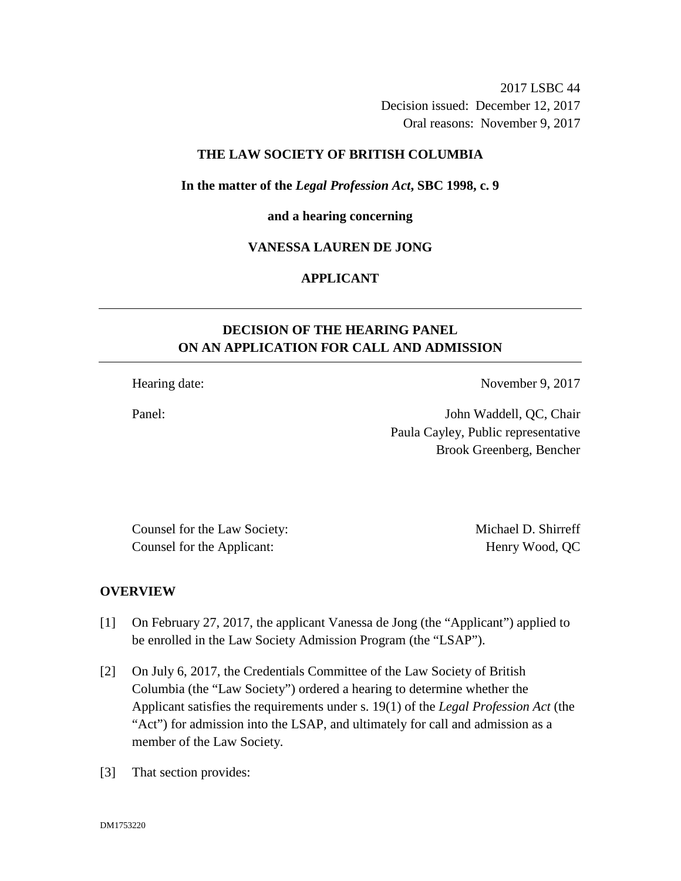2017 LSBC 44
Decision issued: December 12, 2017
Oral reasons: November 9, 2017

**THE LAW SOCIETY OF BRITISH COLUMBIA**

**In the matter of the *Legal Profession Act*, SBC 1998, c. 9**

**and a hearing concerning**

**VANESSA LAUREN DE JONG**

**APPLICANT**

---

## DECISION OF THE HEARING PANEL ON AN APPLICATION FOR CALL AND ADMISSION

---

Hearing date: November 9, 2017

Panel: John Waddell, QC, Chair
Paula Cayley, Public representative
Brook Greenberg, Bencher

Counsel for the Law Society: Michael D. Shirreff
Counsel for the Applicant: Henry Wood, QC

## OVERVIEW

[1] On February 27, 2017, the applicant Vanessa de Jong (the "Applicant") applied to be enrolled in the Law Society Admission Program (the "LSAP").

[2] On July 6, 2017, the Credentials Committee of the Law Society of British Columbia (the "Law Society") ordered a hearing to determine whether the Applicant satisfies the requirements under s. 19(1) of the *Legal Profession Act* (the "Act") for admission into the LSAP, and ultimately for call and admission as a member of the Law Society.

[3] That section provides: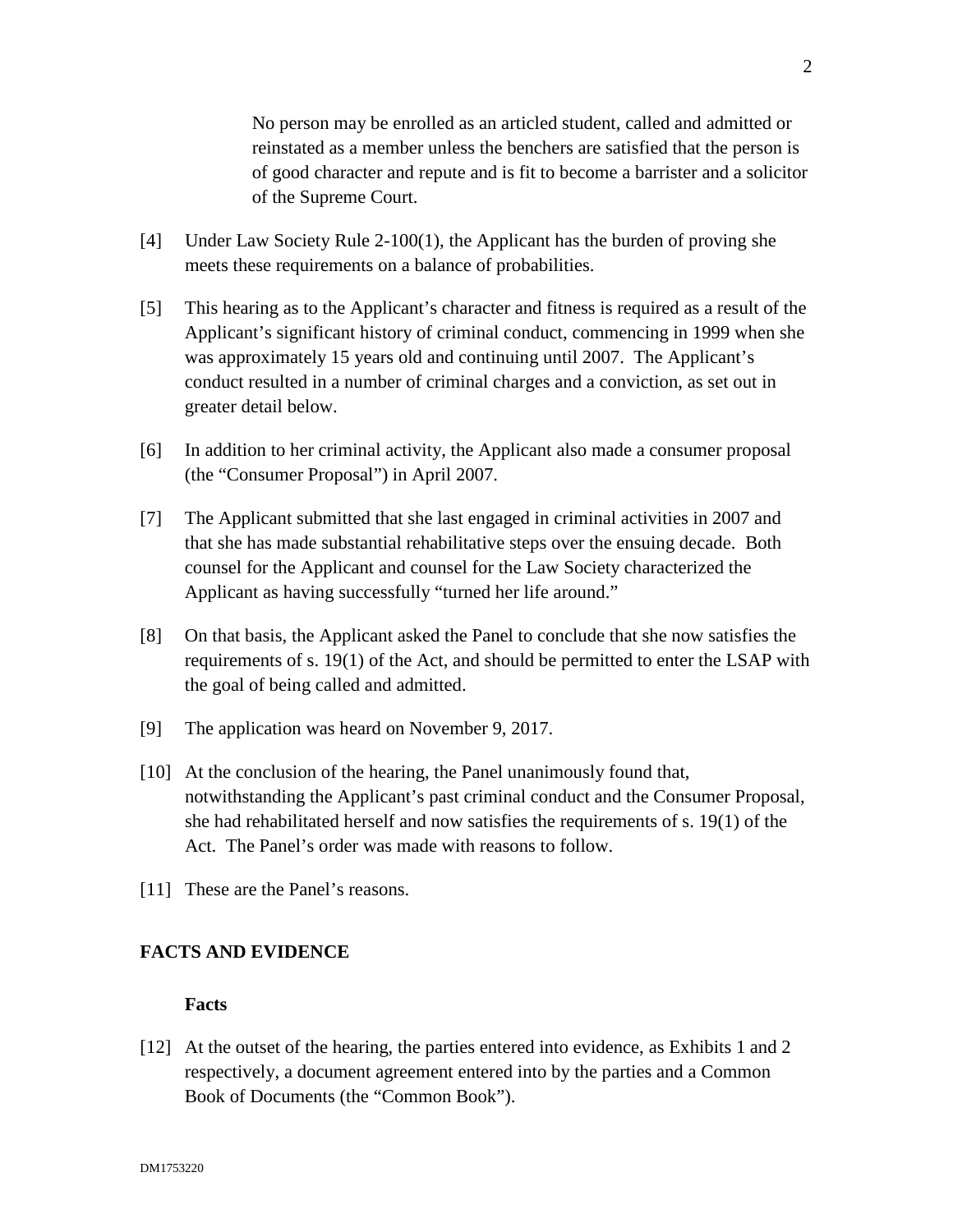> No person may be enrolled as an articled student, called and admitted or reinstated as a member unless the benchers are satisfied that the person is of good character and repute and is fit to become a barrister and a solicitor of the Supreme Court.

[4] Under Law Society Rule 2-100(1), the Applicant has the burden of proving she meets these requirements on a balance of probabilities.

[5] This hearing as to the Applicant's character and fitness is required as a result of the Applicant's significant history of criminal conduct, commencing in 1999 when she was approximately 15 years old and continuing until 2007. The Applicant's conduct resulted in a number of criminal charges and a conviction, as set out in greater detail below.

[6] In addition to her criminal activity, the Applicant also made a consumer proposal (the "Consumer Proposal") in April 2007.

[7] The Applicant submitted that she last engaged in criminal activities in 2007 and that she has made substantial rehabilitative steps over the ensuing decade. Both counsel for the Applicant and counsel for the Law Society characterized the Applicant as having successfully "turned her life around."

[8] On that basis, the Applicant asked the Panel to conclude that she now satisfies the requirements of s. 19(1) of the Act, and should be permitted to enter the LSAP with the goal of being called and admitted.

[9] The application was heard on November 9, 2017.

[10] At the conclusion of the hearing, the Panel unanimously found that, notwithstanding the Applicant's past criminal conduct and the Consumer Proposal, she had rehabilitated herself and now satisfies the requirements of s. 19(1) of the Act. The Panel's order was made with reasons to follow.

[11] These are the Panel's reasons.

## FACTS AND EVIDENCE

### Facts

[12] At the outset of the hearing, the parties entered into evidence, as Exhibits 1 and 2 respectively, a document agreement entered into by the parties and a Common Book of Documents (the "Common Book").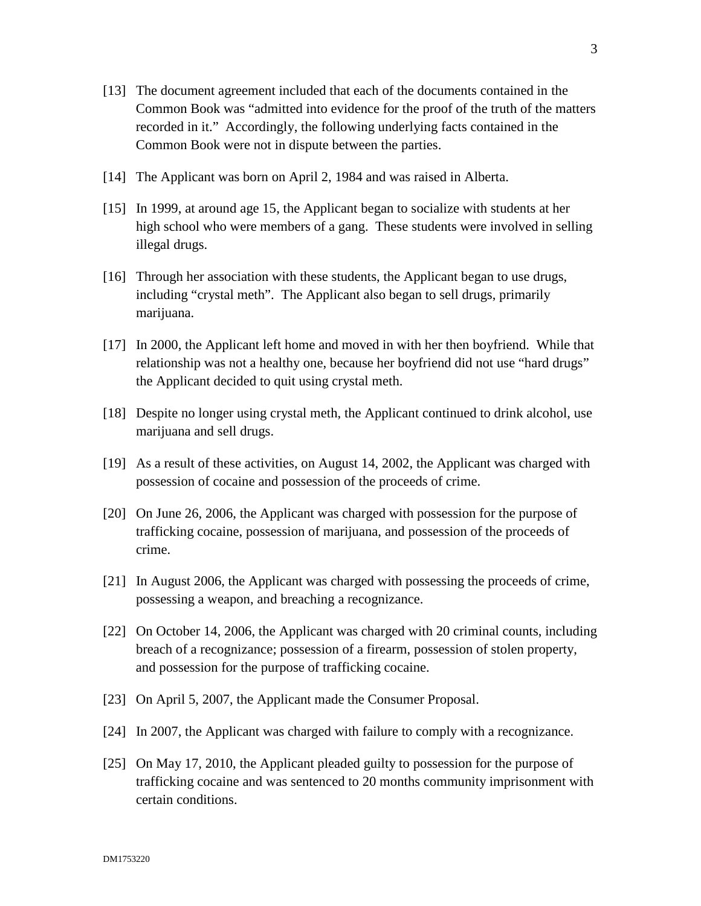[13] The document agreement included that each of the documents contained in the Common Book was "admitted into evidence for the proof of the truth of the matters recorded in it." Accordingly, the following underlying facts contained in the Common Book were not in dispute between the parties.

[14] The Applicant was born on April 2, 1984 and was raised in Alberta.

[15] In 1999, at around age 15, the Applicant began to socialize with students at her high school who were members of a gang. These students were involved in selling illegal drugs.

[16] Through her association with these students, the Applicant began to use drugs, including "crystal meth". The Applicant also began to sell drugs, primarily marijuana.

[17] In 2000, the Applicant left home and moved in with her then boyfriend. While that relationship was not a healthy one, because her boyfriend did not use "hard drugs" the Applicant decided to quit using crystal meth.

[18] Despite no longer using crystal meth, the Applicant continued to drink alcohol, use marijuana and sell drugs.

[19] As a result of these activities, on August 14, 2002, the Applicant was charged with possession of cocaine and possession of the proceeds of crime.

[20] On June 26, 2006, the Applicant was charged with possession for the purpose of trafficking cocaine, possession of marijuana, and possession of the proceeds of crime.

[21] In August 2006, the Applicant was charged with possessing the proceeds of crime, possessing a weapon, and breaching a recognizance.

[22] On October 14, 2006, the Applicant was charged with 20 criminal counts, including breach of a recognizance; possession of a firearm, possession of stolen property, and possession for the purpose of trafficking cocaine.

[23] On April 5, 2007, the Applicant made the Consumer Proposal.

[24] In 2007, the Applicant was charged with failure to comply with a recognizance.

[25] On May 17, 2010, the Applicant pleaded guilty to possession for the purpose of trafficking cocaine and was sentenced to 20 months community imprisonment with certain conditions.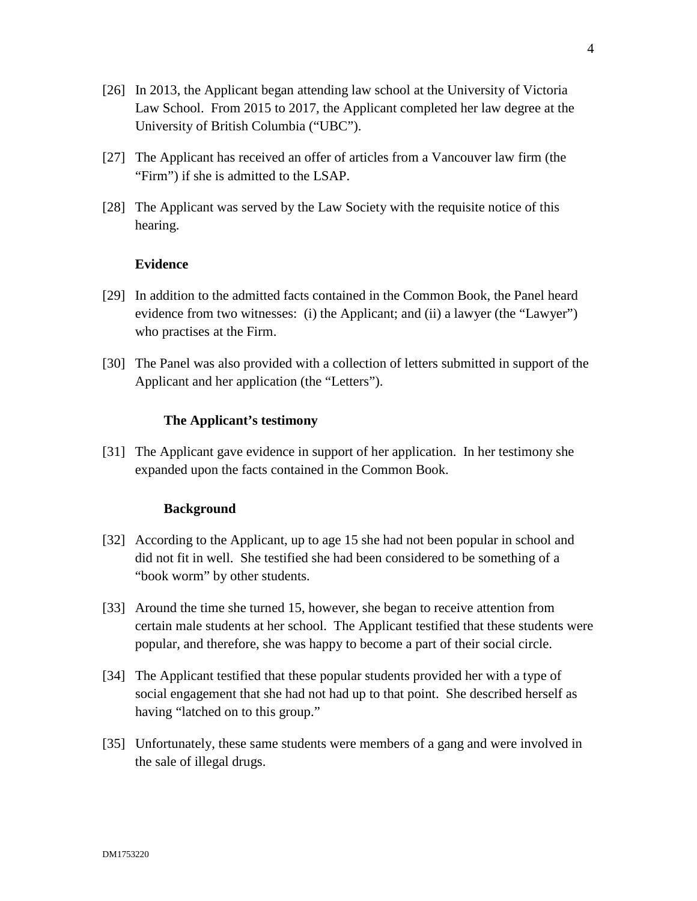[26] In 2013, the Applicant began attending law school at the University of Victoria Law School. From 2015 to 2017, the Applicant completed her law degree at the University of British Columbia ("UBC").

[27] The Applicant has received an offer of articles from a Vancouver law firm (the "Firm") if she is admitted to the LSAP.

[28] The Applicant was served by the Law Society with the requisite notice of this hearing.

## Evidence

[29] In addition to the admitted facts contained in the Common Book, the Panel heard evidence from two witnesses: (i) the Applicant; and (ii) a lawyer (the "Lawyer") who practises at the Firm.

[30] The Panel was also provided with a collection of letters submitted in support of the Applicant and her application (the "Letters").

### The Applicant's testimony

[31] The Applicant gave evidence in support of her application. In her testimony she expanded upon the facts contained in the Common Book.

### Background

[32] According to the Applicant, up to age 15 she had not been popular in school and did not fit in well. She testified she had been considered to be something of a "book worm" by other students.

[33] Around the time she turned 15, however, she began to receive attention from certain male students at her school. The Applicant testified that these students were popular, and therefore, she was happy to become a part of their social circle.

[34] The Applicant testified that these popular students provided her with a type of social engagement that she had not had up to that point. She described herself as having "latched on to this group."

[35] Unfortunately, these same students were members of a gang and were involved in the sale of illegal drugs.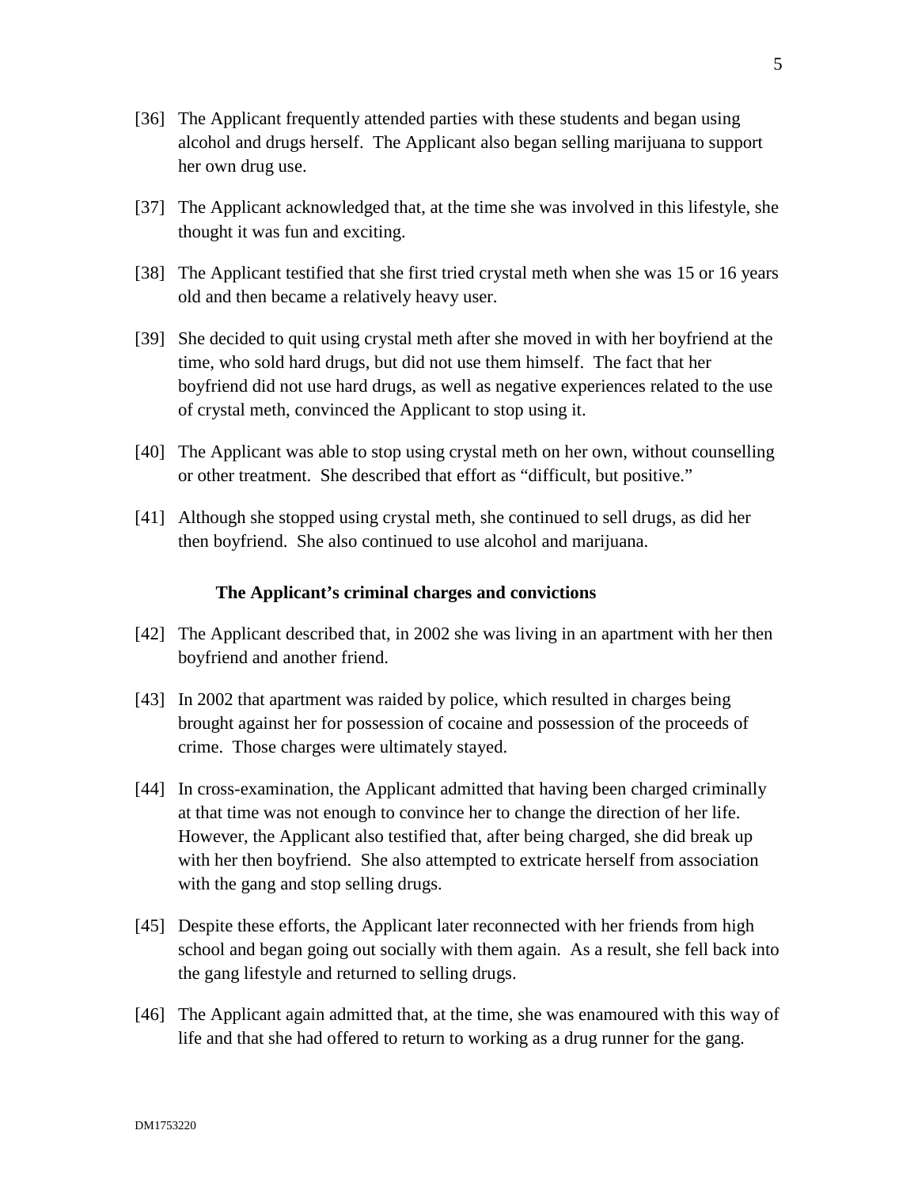[36] The Applicant frequently attended parties with these students and began using alcohol and drugs herself. The Applicant also began selling marijuana to support her own drug use.

[37] The Applicant acknowledged that, at the time she was involved in this lifestyle, she thought it was fun and exciting.

[38] The Applicant testified that she first tried crystal meth when she was 15 or 16 years old and then became a relatively heavy user.

[39] She decided to quit using crystal meth after she moved in with her boyfriend at the time, who sold hard drugs, but did not use them himself. The fact that her boyfriend did not use hard drugs, as well as negative experiences related to the use of crystal meth, convinced the Applicant to stop using it.

[40] The Applicant was able to stop using crystal meth on her own, without counselling or other treatment. She described that effort as "difficult, but positive."

[41] Although she stopped using crystal meth, she continued to sell drugs, as did her then boyfriend. She also continued to use alcohol and marijuana.

### The Applicant's criminal charges and convictions

[42] The Applicant described that, in 2002 she was living in an apartment with her then boyfriend and another friend.

[43] In 2002 that apartment was raided by police, which resulted in charges being brought against her for possession of cocaine and possession of the proceeds of crime. Those charges were ultimately stayed.

[44] In cross-examination, the Applicant admitted that having been charged criminally at that time was not enough to convince her to change the direction of her life. However, the Applicant also testified that, after being charged, she did break up with her then boyfriend. She also attempted to extricate herself from association with the gang and stop selling drugs.

[45] Despite these efforts, the Applicant later reconnected with her friends from high school and began going out socially with them again. As a result, she fell back into the gang lifestyle and returned to selling drugs.

[46] The Applicant again admitted that, at the time, she was enamoured with this way of life and that she had offered to return to working as a drug runner for the gang.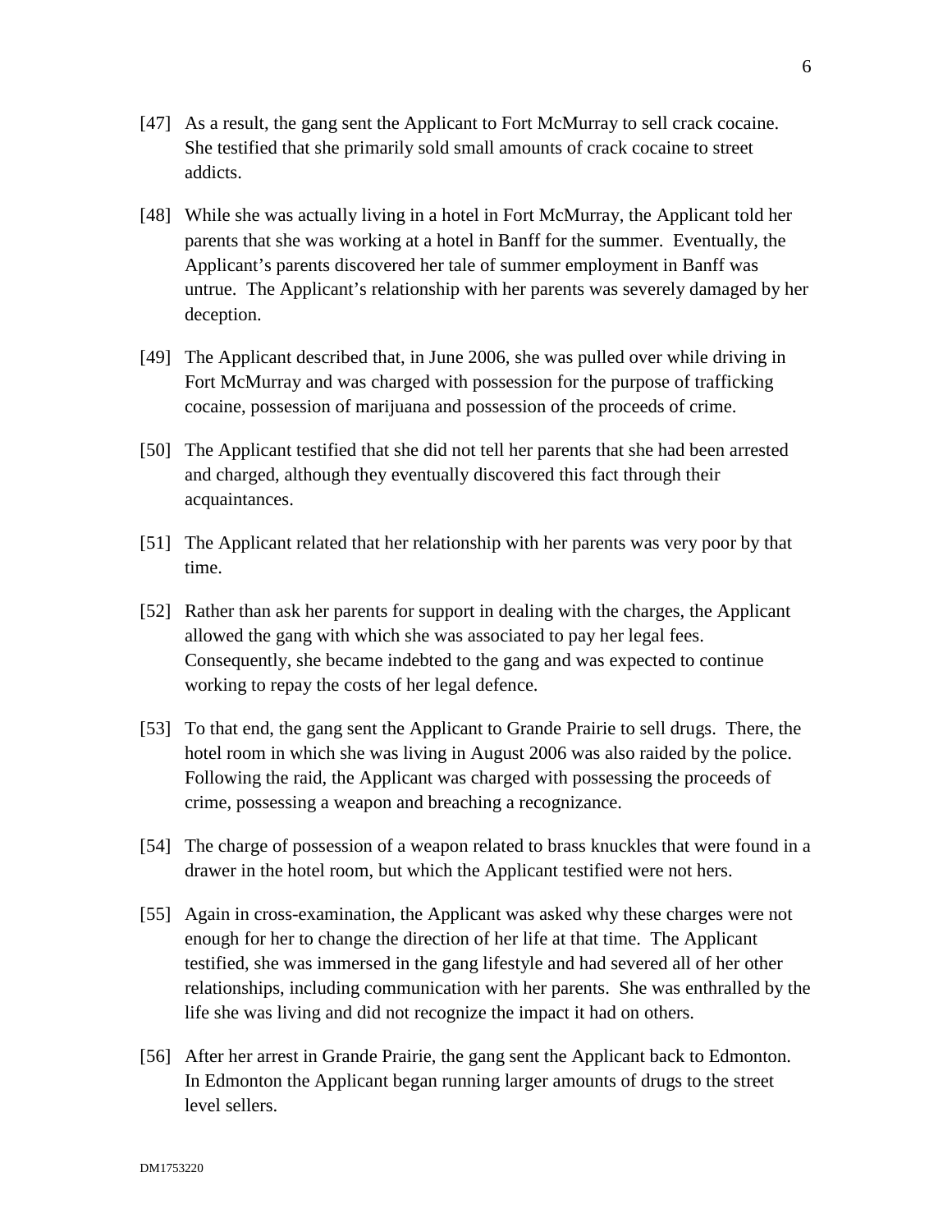[47] As a result, the gang sent the Applicant to Fort McMurray to sell crack cocaine. She testified that she primarily sold small amounts of crack cocaine to street addicts.

[48] While she was actually living in a hotel in Fort McMurray, the Applicant told her parents that she was working at a hotel in Banff for the summer. Eventually, the Applicant's parents discovered her tale of summer employment in Banff was untrue. The Applicant's relationship with her parents was severely damaged by her deception.

[49] The Applicant described that, in June 2006, she was pulled over while driving in Fort McMurray and was charged with possession for the purpose of trafficking cocaine, possession of marijuana and possession of the proceeds of crime.

[50] The Applicant testified that she did not tell her parents that she had been arrested and charged, although they eventually discovered this fact through their acquaintances.

[51] The Applicant related that her relationship with her parents was very poor by that time.

[52] Rather than ask her parents for support in dealing with the charges, the Applicant allowed the gang with which she was associated to pay her legal fees. Consequently, she became indebted to the gang and was expected to continue working to repay the costs of her legal defence.

[53] To that end, the gang sent the Applicant to Grande Prairie to sell drugs. There, the hotel room in which she was living in August 2006 was also raided by the police. Following the raid, the Applicant was charged with possessing the proceeds of crime, possessing a weapon and breaching a recognizance.

[54] The charge of possession of a weapon related to brass knuckles that were found in a drawer in the hotel room, but which the Applicant testified were not hers.

[55] Again in cross-examination, the Applicant was asked why these charges were not enough for her to change the direction of her life at that time. The Applicant testified, she was immersed in the gang lifestyle and had severed all of her other relationships, including communication with her parents. She was enthralled by the life she was living and did not recognize the impact it had on others.

[56] After her arrest in Grande Prairie, the gang sent the Applicant back to Edmonton. In Edmonton the Applicant began running larger amounts of drugs to the street level sellers.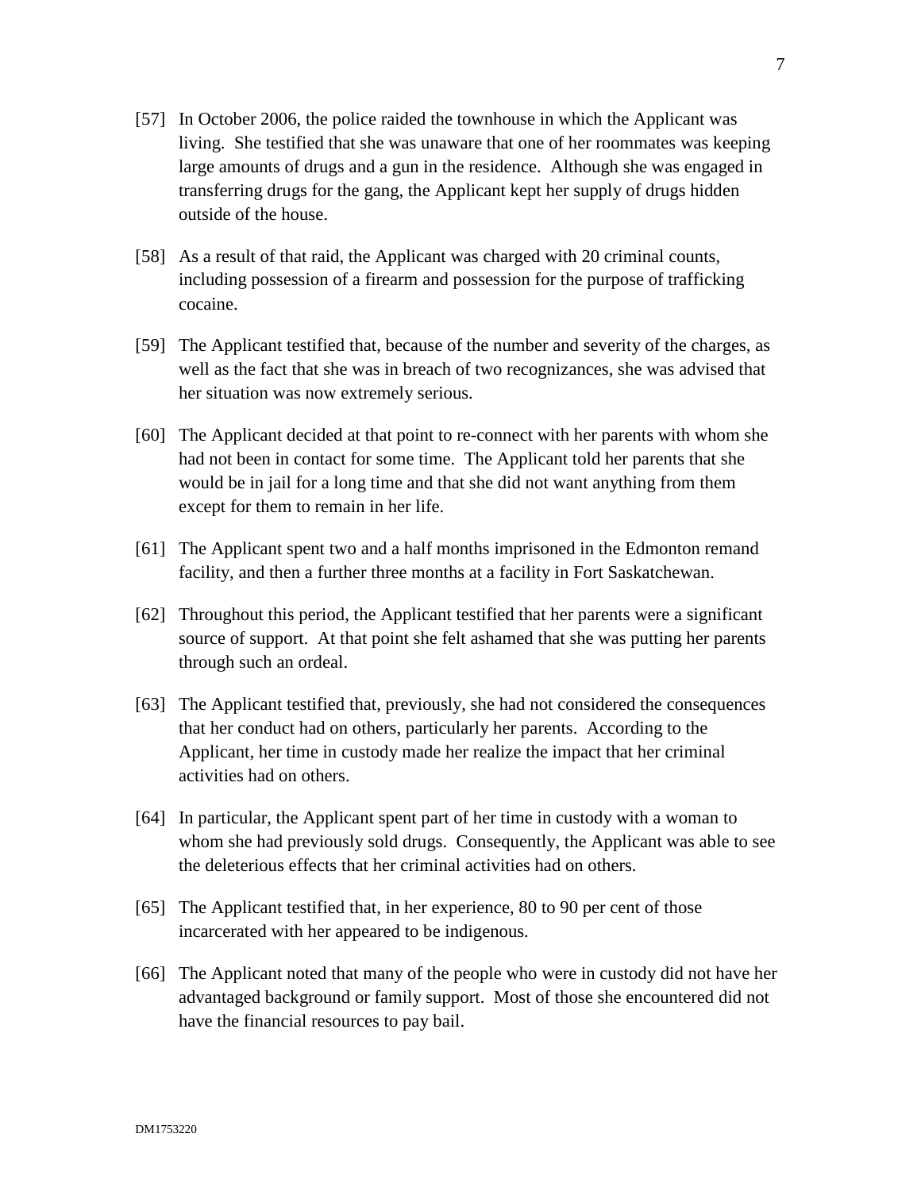[57] In October 2006, the police raided the townhouse in which the Applicant was living. She testified that she was unaware that one of her roommates was keeping large amounts of drugs and a gun in the residence. Although she was engaged in transferring drugs for the gang, the Applicant kept her supply of drugs hidden outside of the house.

[58] As a result of that raid, the Applicant was charged with 20 criminal counts, including possession of a firearm and possession for the purpose of trafficking cocaine.

[59] The Applicant testified that, because of the number and severity of the charges, as well as the fact that she was in breach of two recognizances, she was advised that her situation was now extremely serious.

[60] The Applicant decided at that point to re-connect with her parents with whom she had not been in contact for some time. The Applicant told her parents that she would be in jail for a long time and that she did not want anything from them except for them to remain in her life.

[61] The Applicant spent two and a half months imprisoned in the Edmonton remand facility, and then a further three months at a facility in Fort Saskatchewan.

[62] Throughout this period, the Applicant testified that her parents were a significant source of support. At that point she felt ashamed that she was putting her parents through such an ordeal.

[63] The Applicant testified that, previously, she had not considered the consequences that her conduct had on others, particularly her parents. According to the Applicant, her time in custody made her realize the impact that her criminal activities had on others.

[64] In particular, the Applicant spent part of her time in custody with a woman to whom she had previously sold drugs. Consequently, the Applicant was able to see the deleterious effects that her criminal activities had on others.

[65] The Applicant testified that, in her experience, 80 to 90 per cent of those incarcerated with her appeared to be indigenous.

[66] The Applicant noted that many of the people who were in custody did not have her advantaged background or family support. Most of those she encountered did not have the financial resources to pay bail.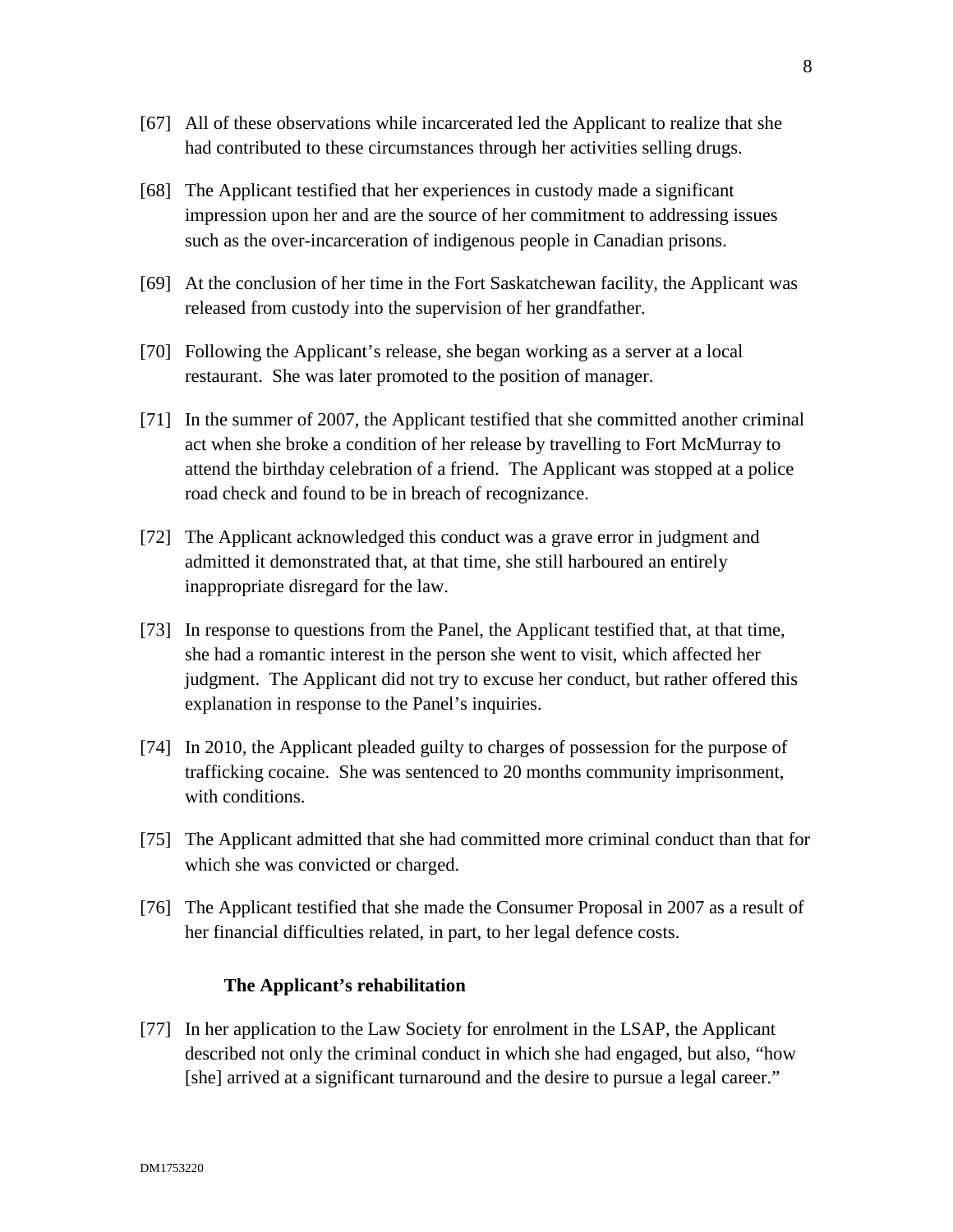[67] All of these observations while incarcerated led the Applicant to realize that she had contributed to these circumstances through her activities selling drugs.

[68] The Applicant testified that her experiences in custody made a significant impression upon her and are the source of her commitment to addressing issues such as the over-incarceration of indigenous people in Canadian prisons.

[69] At the conclusion of her time in the Fort Saskatchewan facility, the Applicant was released from custody into the supervision of her grandfather.

[70] Following the Applicant's release, she began working as a server at a local restaurant. She was later promoted to the position of manager.

[71] In the summer of 2007, the Applicant testified that she committed another criminal act when she broke a condition of her release by travelling to Fort McMurray to attend the birthday celebration of a friend. The Applicant was stopped at a police road check and found to be in breach of recognizance.

[72] The Applicant acknowledged this conduct was a grave error in judgment and admitted it demonstrated that, at that time, she still harboured an entirely inappropriate disregard for the law.

[73] In response to questions from the Panel, the Applicant testified that, at that time, she had a romantic interest in the person she went to visit, which affected her judgment. The Applicant did not try to excuse her conduct, but rather offered this explanation in response to the Panel's inquiries.

[74] In 2010, the Applicant pleaded guilty to charges of possession for the purpose of trafficking cocaine. She was sentenced to 20 months community imprisonment, with conditions.

[75] The Applicant admitted that she had committed more criminal conduct than that for which she was convicted or charged.

[76] The Applicant testified that she made the Consumer Proposal in 2007 as a result of her financial difficulties related, in part, to her legal defence costs.

### The Applicant's rehabilitation

[77] In her application to the Law Society for enrolment in the LSAP, the Applicant described not only the criminal conduct in which she had engaged, but also, "how [she] arrived at a significant turnaround and the desire to pursue a legal career."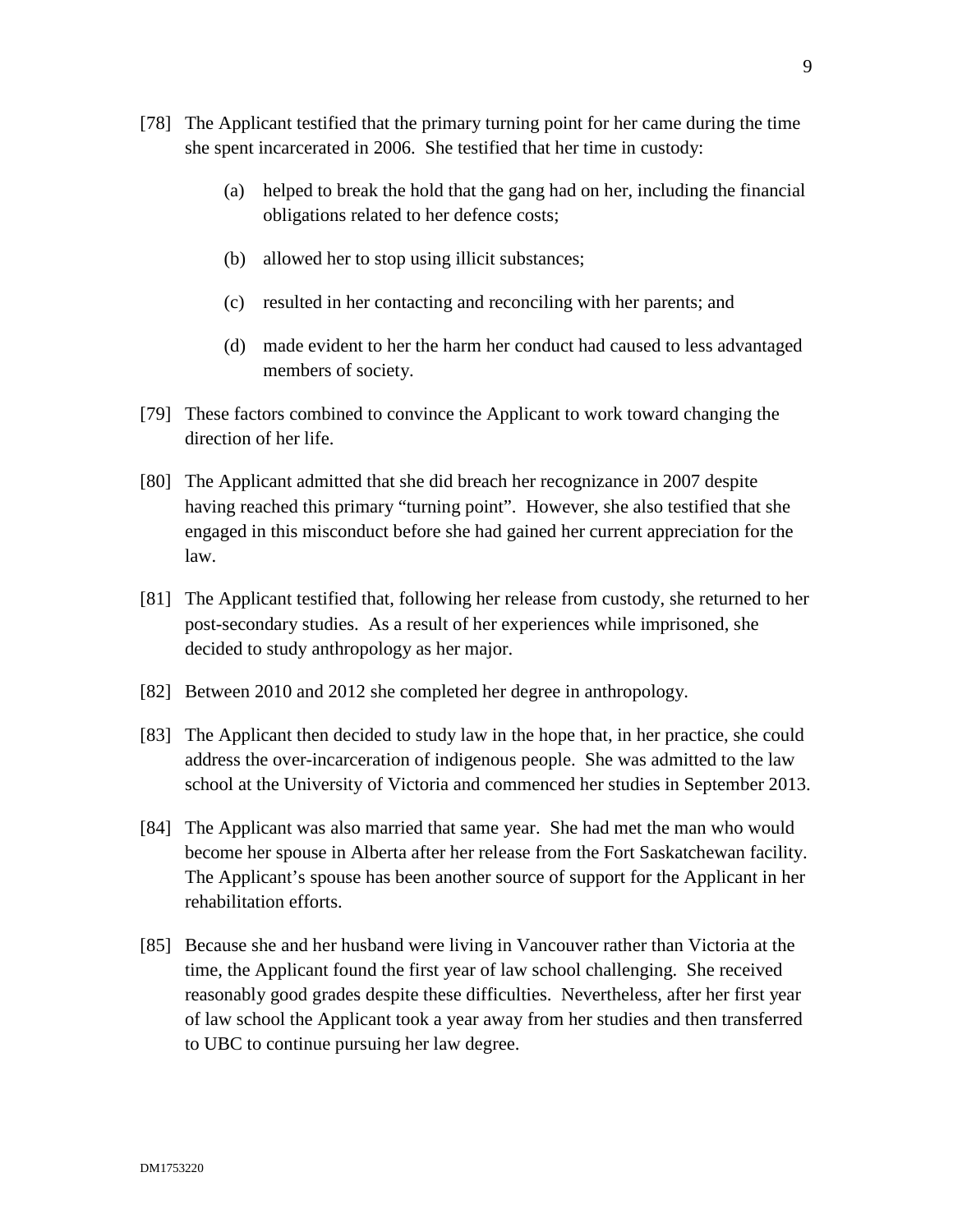[78] The Applicant testified that the primary turning point for her came during the time she spent incarcerated in 2006. She testified that her time in custody:

(a) helped to break the hold that the gang had on her, including the financial obligations related to her defence costs;

(b) allowed her to stop using illicit substances;

(c) resulted in her contacting and reconciling with her parents; and

(d) made evident to her the harm her conduct had caused to less advantaged members of society.

[79] These factors combined to convince the Applicant to work toward changing the direction of her life.

[80] The Applicant admitted that she did breach her recognizance in 2007 despite having reached this primary "turning point". However, she also testified that she engaged in this misconduct before she had gained her current appreciation for the law.

[81] The Applicant testified that, following her release from custody, she returned to her post-secondary studies. As a result of her experiences while imprisoned, she decided to study anthropology as her major.

[82] Between 2010 and 2012 she completed her degree in anthropology.

[83] The Applicant then decided to study law in the hope that, in her practice, she could address the over-incarceration of indigenous people. She was admitted to the law school at the University of Victoria and commenced her studies in September 2013.

[84] The Applicant was also married that same year. She had met the man who would become her spouse in Alberta after her release from the Fort Saskatchewan facility. The Applicant's spouse has been another source of support for the Applicant in her rehabilitation efforts.

[85] Because she and her husband were living in Vancouver rather than Victoria at the time, the Applicant found the first year of law school challenging. She received reasonably good grades despite these difficulties. Nevertheless, after her first year of law school the Applicant took a year away from her studies and then transferred to UBC to continue pursuing her law degree.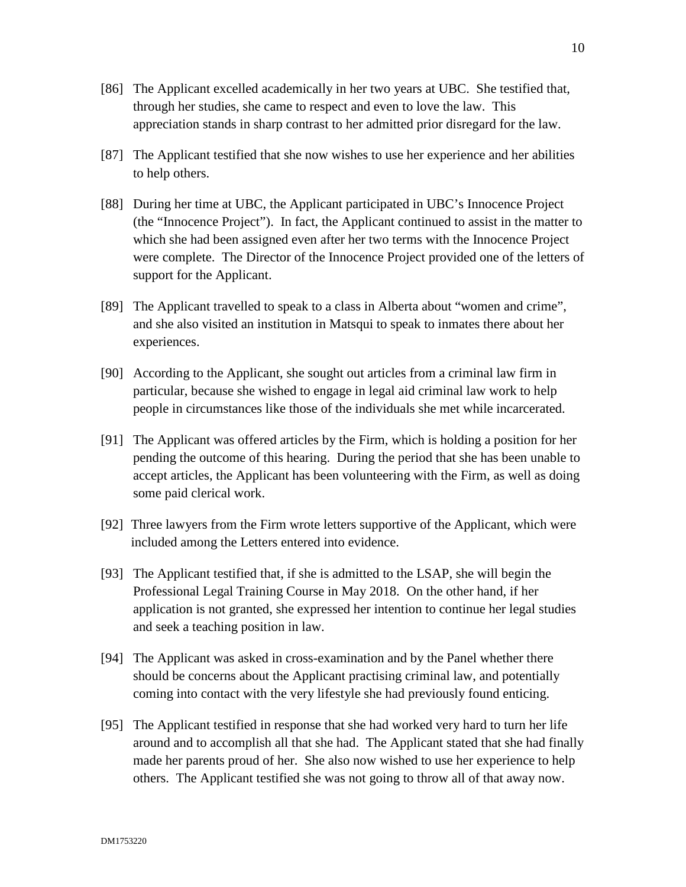[86] The Applicant excelled academically in her two years at UBC. She testified that, through her studies, she came to respect and even to love the law. This appreciation stands in sharp contrast to her admitted prior disregard for the law.

[87] The Applicant testified that she now wishes to use her experience and her abilities to help others.

[88] During her time at UBC, the Applicant participated in UBC's Innocence Project (the "Innocence Project"). In fact, the Applicant continued to assist in the matter to which she had been assigned even after her two terms with the Innocence Project were complete. The Director of the Innocence Project provided one of the letters of support for the Applicant.

[89] The Applicant travelled to speak to a class in Alberta about "women and crime", and she also visited an institution in Matsqui to speak to inmates there about her experiences.

[90] According to the Applicant, she sought out articles from a criminal law firm in particular, because she wished to engage in legal aid criminal law work to help people in circumstances like those of the individuals she met while incarcerated.

[91] The Applicant was offered articles by the Firm, which is holding a position for her pending the outcome of this hearing. During the period that she has been unable to accept articles, the Applicant has been volunteering with the Firm, as well as doing some paid clerical work.

[92] Three lawyers from the Firm wrote letters supportive of the Applicant, which were included among the Letters entered into evidence.

[93] The Applicant testified that, if she is admitted to the LSAP, she will begin the Professional Legal Training Course in May 2018. On the other hand, if her application is not granted, she expressed her intention to continue her legal studies and seek a teaching position in law.

[94] The Applicant was asked in cross-examination and by the Panel whether there should be concerns about the Applicant practising criminal law, and potentially coming into contact with the very lifestyle she had previously found enticing.

[95] The Applicant testified in response that she had worked very hard to turn her life around and to accomplish all that she had. The Applicant stated that she had finally made her parents proud of her. She also now wished to use her experience to help others. The Applicant testified she was not going to throw all of that away now.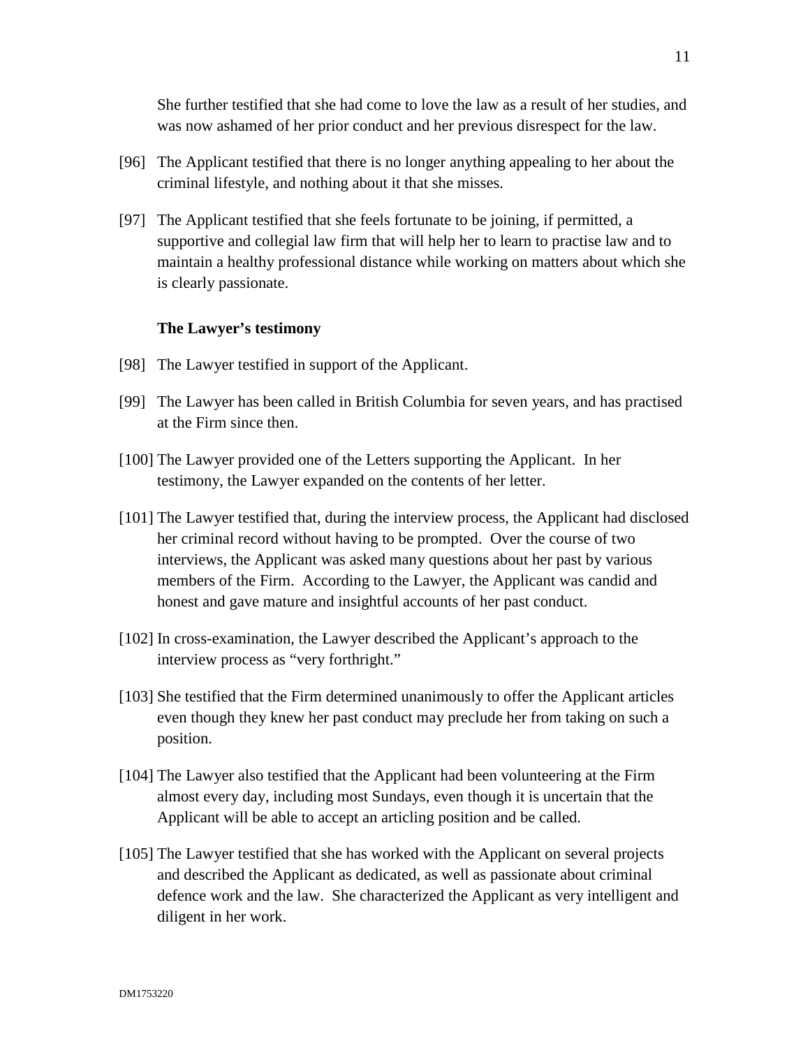She further testified that she had come to love the law as a result of her studies, and was now ashamed of her prior conduct and her previous disrespect for the law.

[96] The Applicant testified that there is no longer anything appealing to her about the criminal lifestyle, and nothing about it that she misses.

[97] The Applicant testified that she feels fortunate to be joining, if permitted, a supportive and collegial law firm that will help her to learn to practise law and to maintain a healthy professional distance while working on matters about which she is clearly passionate.

**The Lawyer's testimony**

[98] The Lawyer testified in support of the Applicant.

[99] The Lawyer has been called in British Columbia for seven years, and has practised at the Firm since then.

[100] The Lawyer provided one of the Letters supporting the Applicant. In her testimony, the Lawyer expanded on the contents of her letter.

[101] The Lawyer testified that, during the interview process, the Applicant had disclosed her criminal record without having to be prompted. Over the course of two interviews, the Applicant was asked many questions about her past by various members of the Firm. According to the Lawyer, the Applicant was candid and honest and gave mature and insightful accounts of her past conduct.

[102] In cross-examination, the Lawyer described the Applicant's approach to the interview process as "very forthright."

[103] She testified that the Firm determined unanimously to offer the Applicant articles even though they knew her past conduct may preclude her from taking on such a position.

[104] The Lawyer also testified that the Applicant had been volunteering at the Firm almost every day, including most Sundays, even though it is uncertain that the Applicant will be able to accept an articling position and be called.

[105] The Lawyer testified that she has worked with the Applicant on several projects and described the Applicant as dedicated, as well as passionate about criminal defence work and the law. She characterized the Applicant as very intelligent and diligent in her work.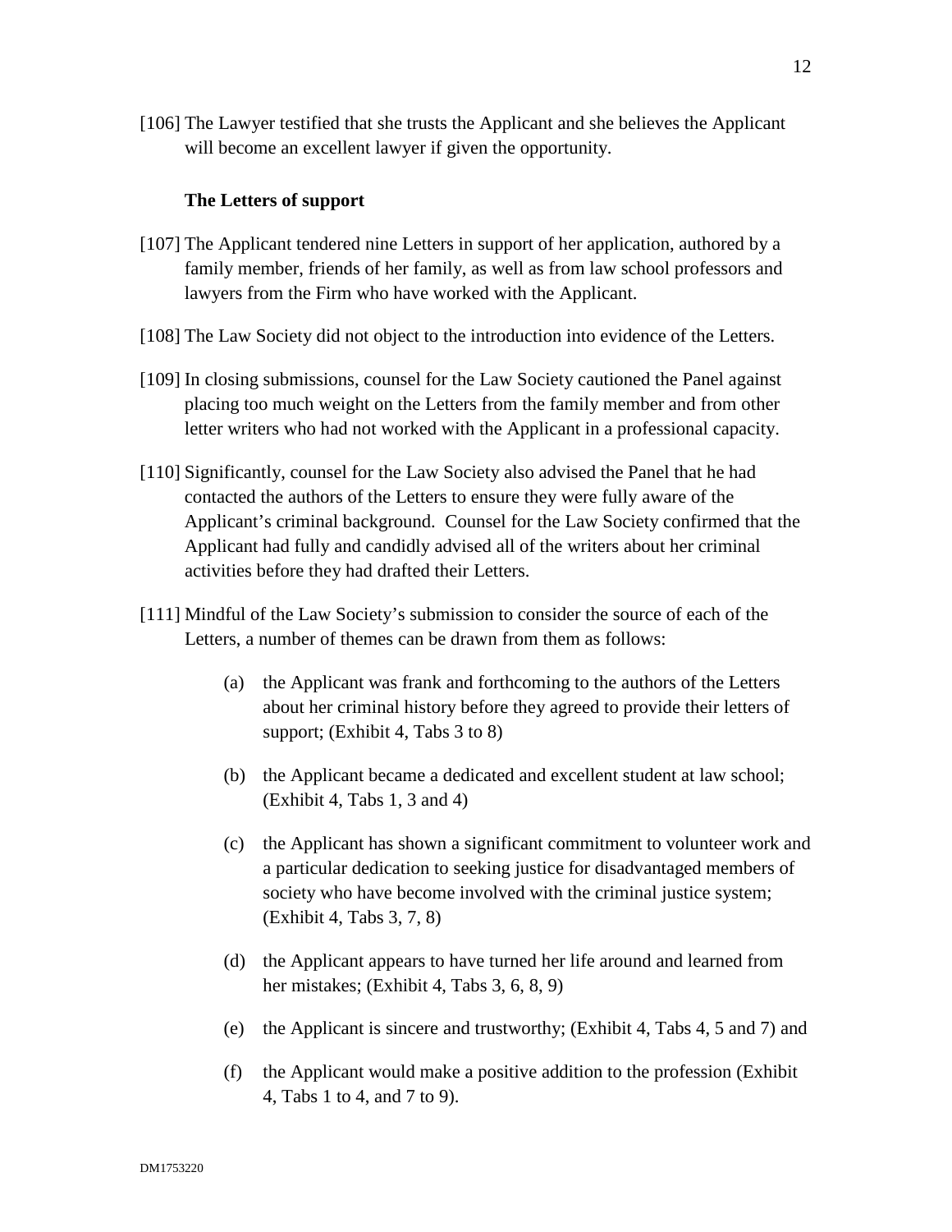[106] The Lawyer testified that she trusts the Applicant and she believes the Applicant will become an excellent lawyer if given the opportunity.

**The Letters of support**

[107] The Applicant tendered nine Letters in support of her application, authored by a family member, friends of her family, as well as from law school professors and lawyers from the Firm who have worked with the Applicant.

[108] The Law Society did not object to the introduction into evidence of the Letters.

[109] In closing submissions, counsel for the Law Society cautioned the Panel against placing too much weight on the Letters from the family member and from other letter writers who had not worked with the Applicant in a professional capacity.

[110] Significantly, counsel for the Law Society also advised the Panel that he had contacted the authors of the Letters to ensure they were fully aware of the Applicant's criminal background. Counsel for the Law Society confirmed that the Applicant had fully and candidly advised all of the writers about her criminal activities before they had drafted their Letters.

[111] Mindful of the Law Society's submission to consider the source of each of the Letters, a number of themes can be drawn from them as follows:

(a) the Applicant was frank and forthcoming to the authors of the Letters about her criminal history before they agreed to provide their letters of support; (Exhibit 4, Tabs 3 to 8)

(b) the Applicant became a dedicated and excellent student at law school; (Exhibit 4, Tabs 1, 3 and 4)

(c) the Applicant has shown a significant commitment to volunteer work and a particular dedication to seeking justice for disadvantaged members of society who have become involved with the criminal justice system; (Exhibit 4, Tabs 3, 7, 8)

(d) the Applicant appears to have turned her life around and learned from her mistakes; (Exhibit 4, Tabs 3, 6, 8, 9)

(e) the Applicant is sincere and trustworthy; (Exhibit 4, Tabs 4, 5 and 7) and

(f) the Applicant would make a positive addition to the profession (Exhibit 4, Tabs 1 to 4, and 7 to 9).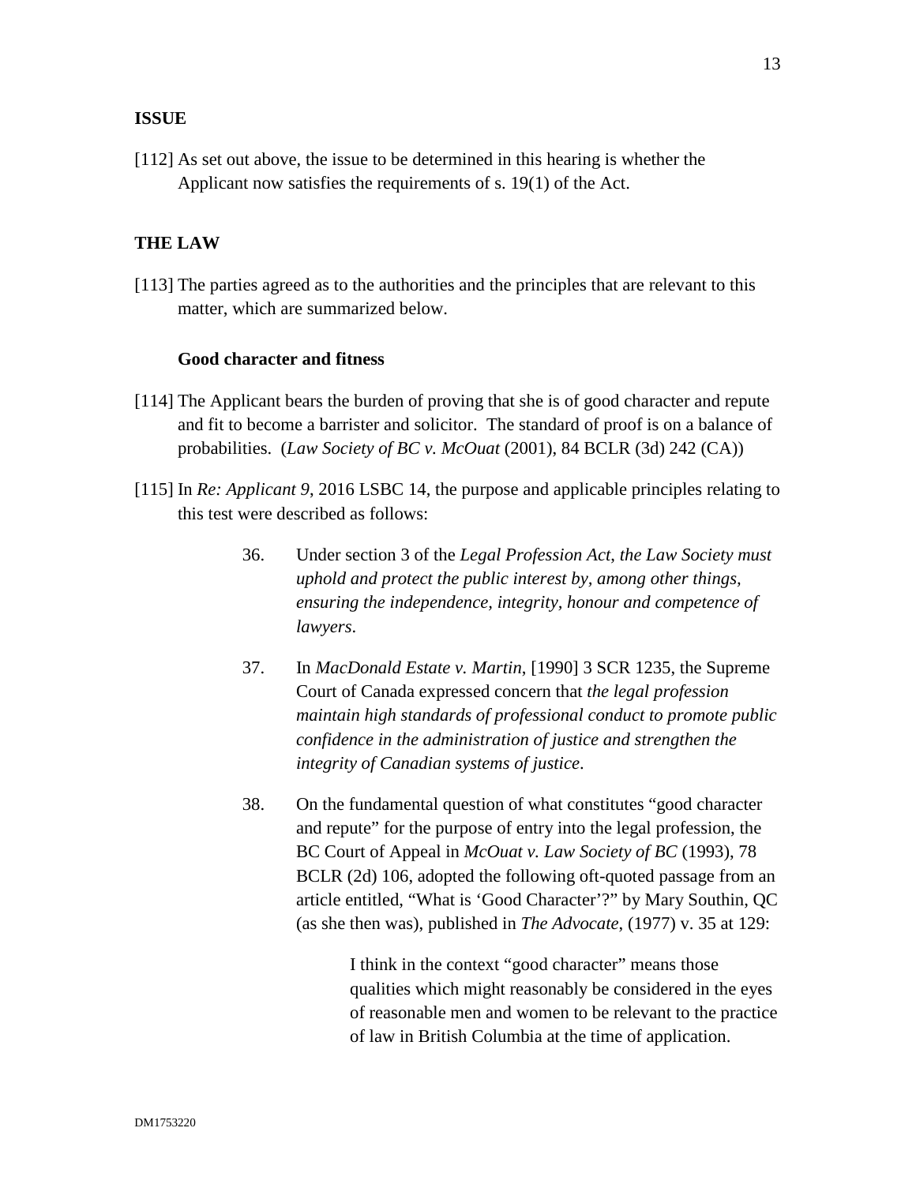## ISSUE

[112] As set out above, the issue to be determined in this hearing is whether the Applicant now satisfies the requirements of s. 19(1) of the Act.

## THE LAW

[113] The parties agreed as to the authorities and the principles that are relevant to this matter, which are summarized below.

### Good character and fitness

[114] The Applicant bears the burden of proving that she is of good character and repute and fit to become a barrister and solicitor. The standard of proof is on a balance of probabilities. (*Law Society of BC v. McOuat* (2001), 84 BCLR (3d) 242 (CA))

[115] In *Re: Applicant 9*, 2016 LSBC 14, the purpose and applicable principles relating to this test were described as follows:

> 36. Under section 3 of the *Legal Profession Act*, *the Law Society must uphold and protect the public interest by, among other things, ensuring the independence, integrity, honour and competence of lawyers*.
>
> 37. In *MacDonald Estate v. Martin*, [1990] 3 SCR 1235, the Supreme Court of Canada expressed concern that *the legal profession maintain high standards of professional conduct to promote public confidence in the administration of justice and strengthen the integrity of Canadian systems of justice*.
>
> 38. On the fundamental question of what constitutes "good character and repute" for the purpose of entry into the legal profession, the BC Court of Appeal in *McOuat v. Law Society of BC* (1993), 78 BCLR (2d) 106, adopted the following oft-quoted passage from an article entitled, "What is 'Good Character'?" by Mary Southin, QC (as she then was), published in *The Advocate*, (1977) v. 35 at 129:
>
> > I think in the context "good character" means those qualities which might reasonably be considered in the eyes of reasonable men and women to be relevant to the practice of law in British Columbia at the time of application.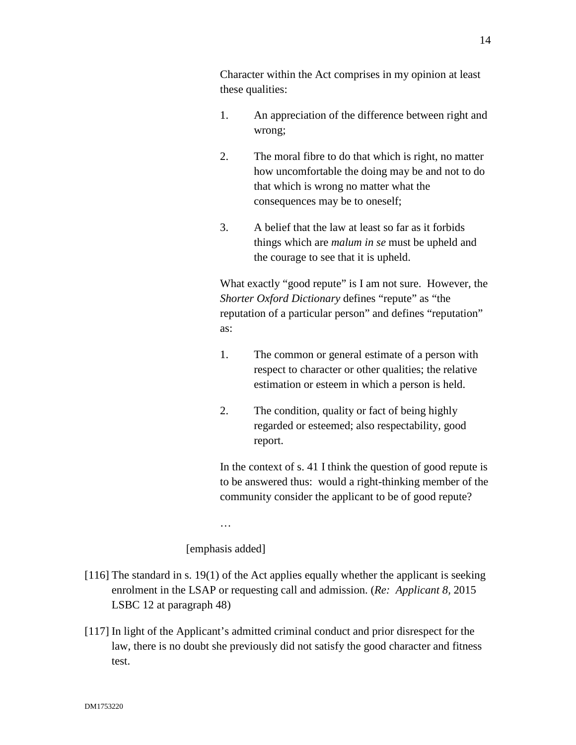> Character within the Act comprises in my opinion at least these qualities:
>
> 1. An appreciation of the difference between right and wrong;
>
> 2. The moral fibre to do that which is right, no matter how uncomfortable the doing may be and not to do that which is wrong no matter what the consequences may be to oneself;
>
> 3. A belief that the law at least so far as it forbids things which are *malum in se* must be upheld and the courage to see that it is upheld.
>
> What exactly "good repute" is I am not sure. However, the *Shorter Oxford Dictionary* defines "repute" as "the reputation of a particular person" and defines "reputation" as:
>
> 1. The common or general estimate of a person with respect to character or other qualities; the relative estimation or esteem in which a person is held.
>
> 2. The condition, quality or fact of being highly regarded or esteemed; also respectability, good report.
>
> In the context of s. 41 I think the question of good repute is to be answered thus: would a right-thinking member of the community consider the applicant to be of good repute?
>
> …

[emphasis added]

[116] The standard in s. 19(1) of the Act applies equally whether the applicant is seeking enrolment in the LSAP or requesting call and admission. (*Re: Applicant 8,* 2015 LSBC 12 at paragraph 48)

[117] In light of the Applicant's admitted criminal conduct and prior disrespect for the law, there is no doubt she previously did not satisfy the good character and fitness test.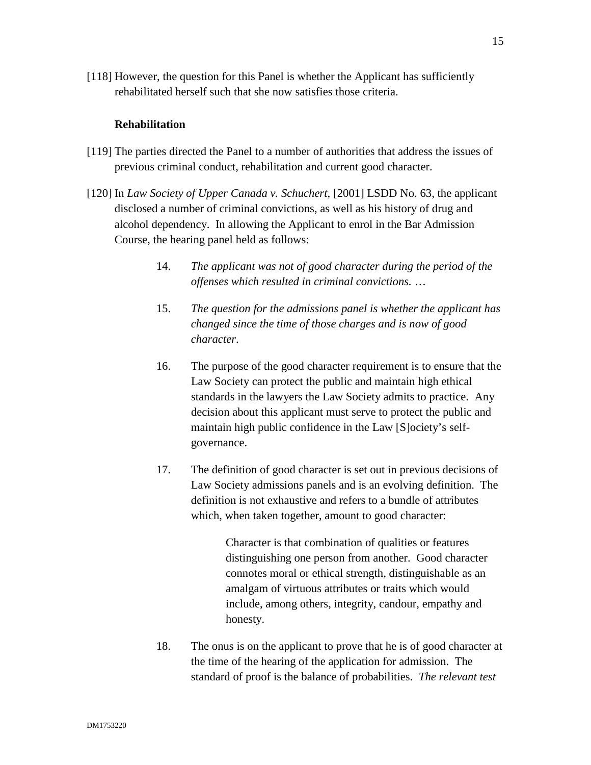[118] However, the question for this Panel is whether the Applicant has sufficiently rehabilitated herself such that she now satisfies those criteria.

**Rehabilitation**

[119] The parties directed the Panel to a number of authorities that address the issues of previous criminal conduct, rehabilitation and current good character.

[120] In *Law Society of Upper Canada v. Schuchert*, [2001] LSDD No. 63, the applicant disclosed a number of criminal convictions, as well as his history of drug and alcohol dependency. In allowing the Applicant to enrol in the Bar Admission Course, the hearing panel held as follows:

> 14. *The applicant was not of good character during the period of the offenses which resulted in criminal convictions. …*
>
> 15. *The question for the admissions panel is whether the applicant has changed since the time of those charges and is now of good character.*
>
> 16. The purpose of the good character requirement is to ensure that the Law Society can protect the public and maintain high ethical standards in the lawyers the Law Society admits to practice. Any decision about this applicant must serve to protect the public and maintain high public confidence in the Law [S]ociety's self-governance.
>
> 17. The definition of good character is set out in previous decisions of Law Society admissions panels and is an evolving definition. The definition is not exhaustive and refers to a bundle of attributes which, when taken together, amount to good character:
>
> > Character is that combination of qualities or features distinguishing one person from another. Good character connotes moral or ethical strength, distinguishable as an amalgam of virtuous attributes or traits which would include, among others, integrity, candour, empathy and honesty.
>
> 18. The onus is on the applicant to prove that he is of good character at the time of the hearing of the application for admission. The standard of proof is the balance of probabilities. *The relevant test*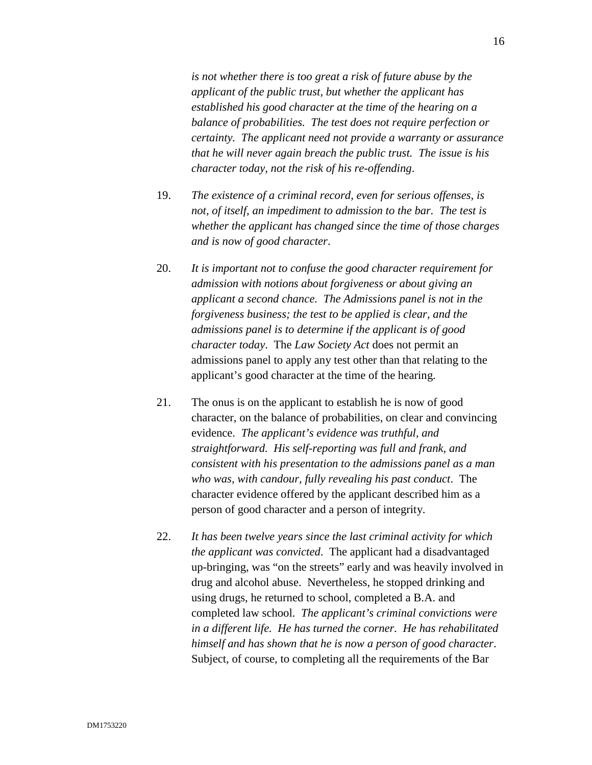*is not whether there is too great a risk of future abuse by the applicant of the public trust, but whether the applicant has established his good character at the time of the hearing on a balance of probabilities. The test does not require perfection or certainty. The applicant need not provide a warranty or assurance that he will never again breach the public trust. The issue is his character today, not the risk of his re-offending*.

19. *The existence of a criminal record, even for serious offenses, is not, of itself, an impediment to admission to the bar. The test is whether the applicant has changed since the time of those charges and is now of good character*.

20. *It is important not to confuse the good character requirement for admission with notions about forgiveness or about giving an applicant a second chance. The Admissions panel is not in the forgiveness business; the test to be applied is clear, and the admissions panel is to determine if the applicant is of good character today*. The *Law Society Act* does not permit an admissions panel to apply any test other than that relating to the applicant's good character at the time of the hearing.

21. The onus is on the applicant to establish he is now of good character, on the balance of probabilities, on clear and convincing evidence. *The applicant's evidence was truthful, and straightforward. His self-reporting was full and frank, and consistent with his presentation to the admissions panel as a man who was, with candour, fully revealing his past conduct*. The character evidence offered by the applicant described him as a person of good character and a person of integrity.

22. *It has been twelve years since the last criminal activity for which the applicant was convicted.* The applicant had a disadvantaged up-bringing, was "on the streets" early and was heavily involved in drug and alcohol abuse. Nevertheless, he stopped drinking and using drugs, he returned to school, completed a B.A. and completed law school. *The applicant's criminal convictions were in a different life. He has turned the corner. He has rehabilitated himself and has shown that he is now a person of good character*. Subject, of course, to completing all the requirements of the Bar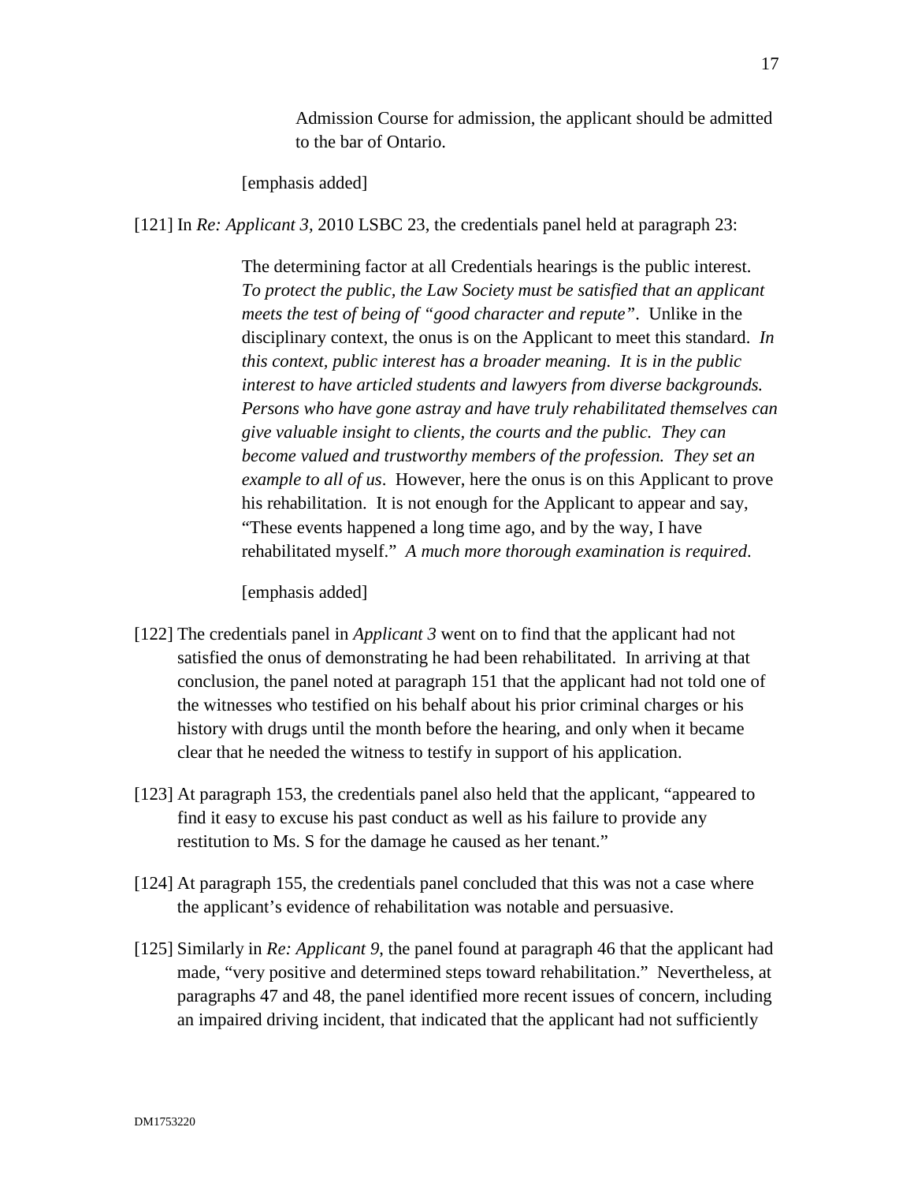> Admission Course for admission, the applicant should be admitted to the bar of Ontario.

[emphasis added]

[121] In *Re: Applicant 3*, 2010 LSBC 23, the credentials panel held at paragraph 23:

> The determining factor at all Credentials hearings is the public interest. *To protect the public, the Law Society must be satisfied that an applicant meets the test of being of "good character and repute"*. Unlike in the disciplinary context, the onus is on the Applicant to meet this standard. *In this context, public interest has a broader meaning. It is in the public interest to have articled students and lawyers from diverse backgrounds. Persons who have gone astray and have truly rehabilitated themselves can give valuable insight to clients, the courts and the public. They can become valued and trustworthy members of the profession. They set an example to all of us*. However, here the onus is on this Applicant to prove his rehabilitation. It is not enough for the Applicant to appear and say, "These events happened a long time ago, and by the way, I have rehabilitated myself." *A much more thorough examination is required*.

[emphasis added]

[122] The credentials panel in *Applicant 3* went on to find that the applicant had not satisfied the onus of demonstrating he had been rehabilitated. In arriving at that conclusion, the panel noted at paragraph 151 that the applicant had not told one of the witnesses who testified on his behalf about his prior criminal charges or his history with drugs until the month before the hearing, and only when it became clear that he needed the witness to testify in support of his application.

[123] At paragraph 153, the credentials panel also held that the applicant, "appeared to find it easy to excuse his past conduct as well as his failure to provide any restitution to Ms. S for the damage he caused as her tenant."

[124] At paragraph 155, the credentials panel concluded that this was not a case where the applicant's evidence of rehabilitation was notable and persuasive.

[125] Similarly in *Re: Applicant 9*, the panel found at paragraph 46 that the applicant had made, "very positive and determined steps toward rehabilitation." Nevertheless, at paragraphs 47 and 48, the panel identified more recent issues of concern, including an impaired driving incident, that indicated that the applicant had not sufficiently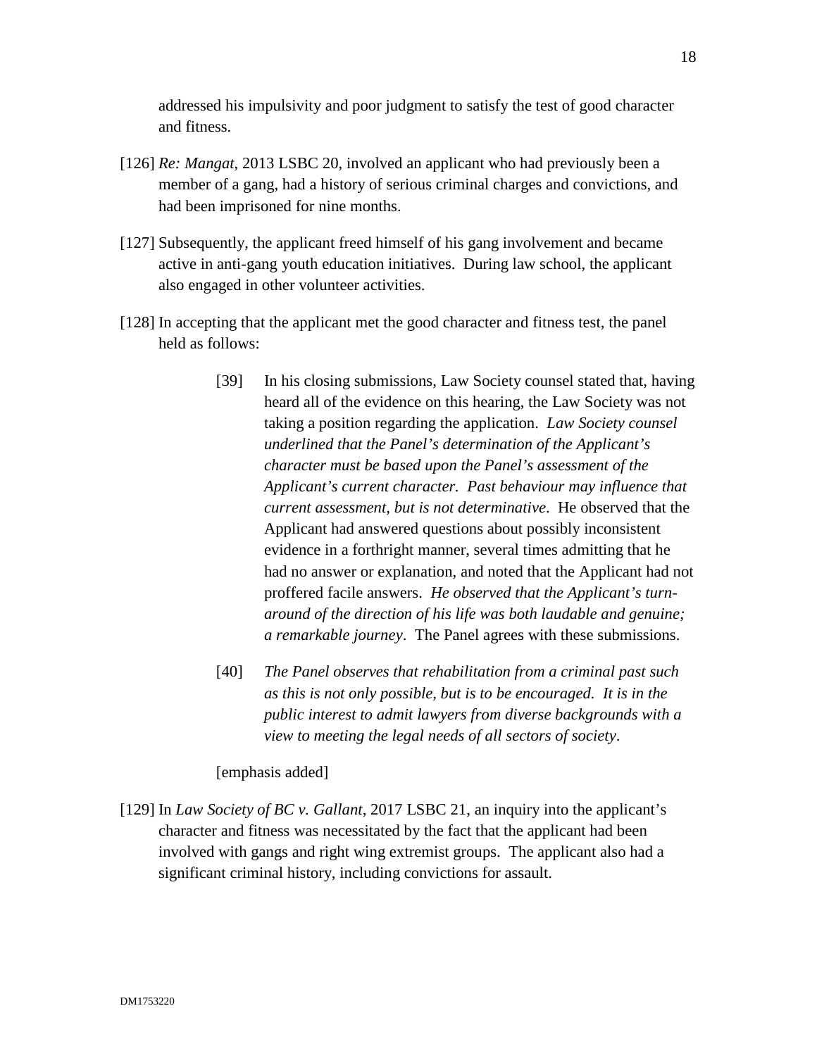addressed his impulsivity and poor judgment to satisfy the test of good character and fitness.

[126] *Re: Mangat*, 2013 LSBC 20, involved an applicant who had previously been a member of a gang, had a history of serious criminal charges and convictions, and had been imprisoned for nine months.

[127] Subsequently, the applicant freed himself of his gang involvement and became active in anti-gang youth education initiatives. During law school, the applicant also engaged in other volunteer activities.

[128] In accepting that the applicant met the good character and fitness test, the panel held as follows:

> [39] In his closing submissions, Law Society counsel stated that, having heard all of the evidence on this hearing, the Law Society was not taking a position regarding the application. *Law Society counsel underlined that the Panel's determination of the Applicant's character must be based upon the Panel's assessment of the Applicant's current character. Past behaviour may influence that current assessment, but is not determinative*. He observed that the Applicant had answered questions about possibly inconsistent evidence in a forthright manner, several times admitting that he had no answer or explanation, and noted that the Applicant had not proffered facile answers. *He observed that the Applicant's turn-around of the direction of his life was both laudable and genuine; a remarkable journey*. The Panel agrees with these submissions.
>
> [40] *The Panel observes that rehabilitation from a criminal past such as this is not only possible, but is to be encouraged. It is in the public interest to admit lawyers from diverse backgrounds with a view to meeting the legal needs of all sectors of society*.

[emphasis added]

[129] In *Law Society of BC v. Gallant*, 2017 LSBC 21, an inquiry into the applicant's character and fitness was necessitated by the fact that the applicant had been involved with gangs and right wing extremist groups. The applicant also had a significant criminal history, including convictions for assault.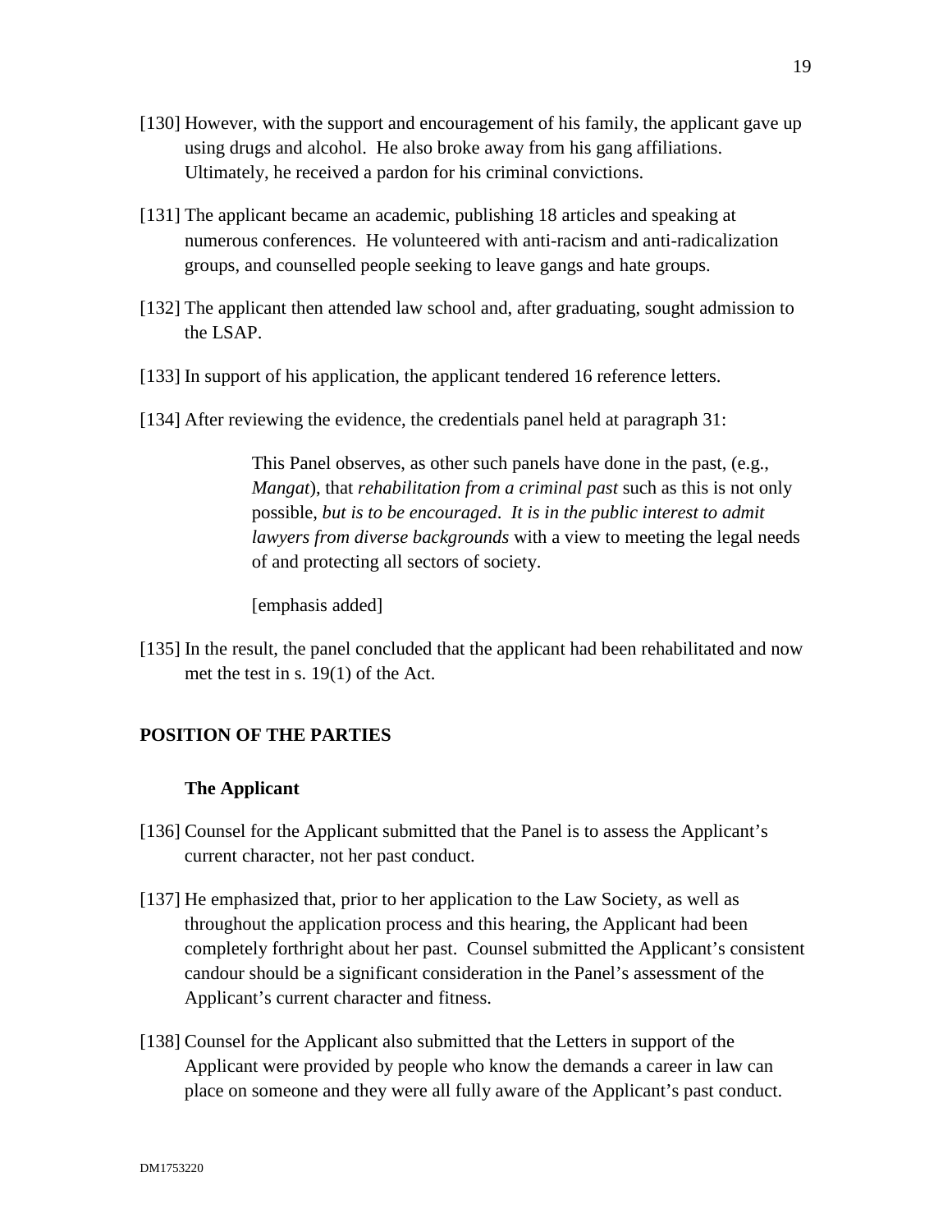[130] However, with the support and encouragement of his family, the applicant gave up using drugs and alcohol. He also broke away from his gang affiliations. Ultimately, he received a pardon for his criminal convictions.

[131] The applicant became an academic, publishing 18 articles and speaking at numerous conferences. He volunteered with anti-racism and anti-radicalization groups, and counselled people seeking to leave gangs and hate groups.

[132] The applicant then attended law school and, after graduating, sought admission to the LSAP.

[133] In support of his application, the applicant tendered 16 reference letters.

[134] After reviewing the evidence, the credentials panel held at paragraph 31:

> This Panel observes, as other such panels have done in the past, (e.g., *Mangat*), that *rehabilitation from a criminal past* such as this is not only possible, *but is to be encouraged*. *It is in the public interest to admit lawyers from diverse backgrounds* with a view to meeting the legal needs of and protecting all sectors of society.
>
> [emphasis added]

[135] In the result, the panel concluded that the applicant had been rehabilitated and now met the test in s. 19(1) of the Act.

## POSITION OF THE PARTIES

### The Applicant

[136] Counsel for the Applicant submitted that the Panel is to assess the Applicant's current character, not her past conduct.

[137] He emphasized that, prior to her application to the Law Society, as well as throughout the application process and this hearing, the Applicant had been completely forthright about her past. Counsel submitted the Applicant's consistent candour should be a significant consideration in the Panel's assessment of the Applicant's current character and fitness.

[138] Counsel for the Applicant also submitted that the Letters in support of the Applicant were provided by people who know the demands a career in law can place on someone and they were all fully aware of the Applicant's past conduct.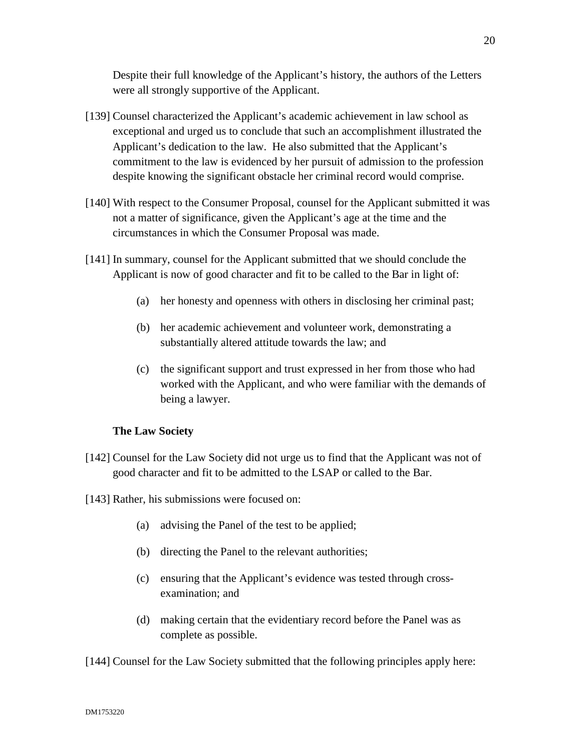Despite their full knowledge of the Applicant's history, the authors of the Letters were all strongly supportive of the Applicant.

[139] Counsel characterized the Applicant's academic achievement in law school as exceptional and urged us to conclude that such an accomplishment illustrated the Applicant's dedication to the law. He also submitted that the Applicant's commitment to the law is evidenced by her pursuit of admission to the profession despite knowing the significant obstacle her criminal record would comprise.

[140] With respect to the Consumer Proposal, counsel for the Applicant submitted it was not a matter of significance, given the Applicant's age at the time and the circumstances in which the Consumer Proposal was made.

[141] In summary, counsel for the Applicant submitted that we should conclude the Applicant is now of good character and fit to be called to the Bar in light of:

(a) her honesty and openness with others in disclosing her criminal past;

(b) her academic achievement and volunteer work, demonstrating a substantially altered attitude towards the law; and

(c) the significant support and trust expressed in her from those who had worked with the Applicant, and who were familiar with the demands of being a lawyer.

**The Law Society**

[142] Counsel for the Law Society did not urge us to find that the Applicant was not of good character and fit to be admitted to the LSAP or called to the Bar.

[143] Rather, his submissions were focused on:

(a) advising the Panel of the test to be applied;

(b) directing the Panel to the relevant authorities;

(c) ensuring that the Applicant's evidence was tested through cross-examination; and

(d) making certain that the evidentiary record before the Panel was as complete as possible.

[144] Counsel for the Law Society submitted that the following principles apply here: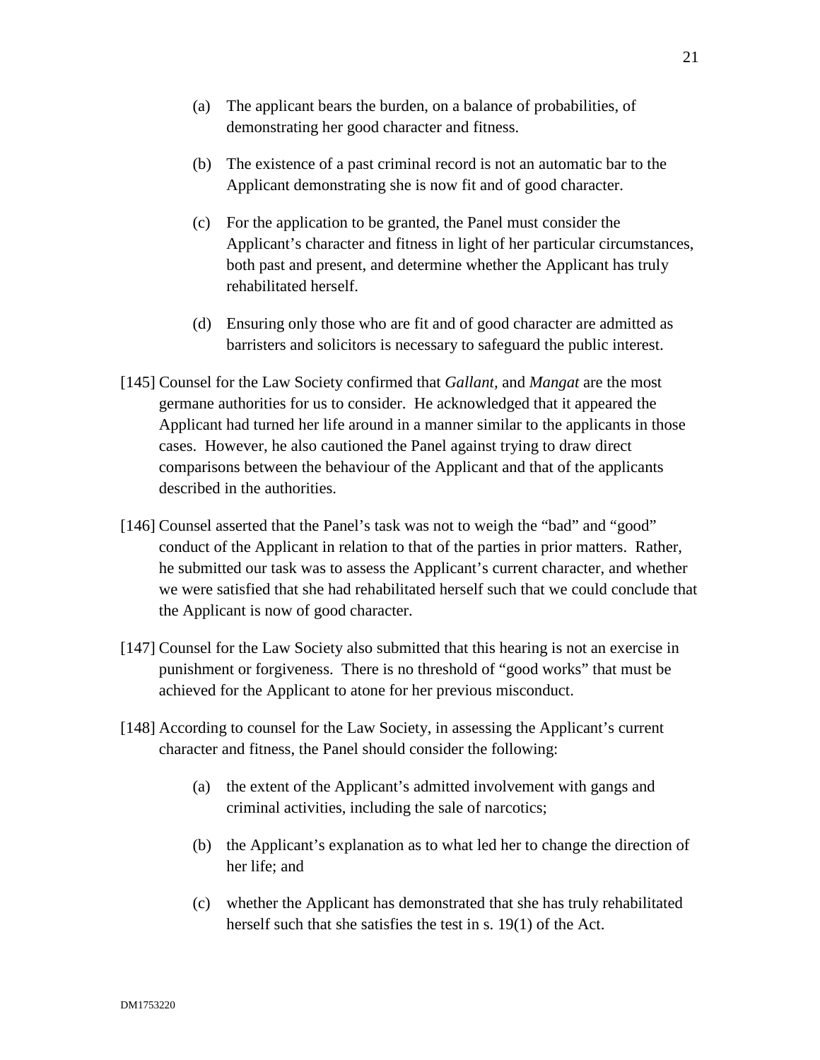(a) The applicant bears the burden, on a balance of probabilities, of demonstrating her good character and fitness.

(b) The existence of a past criminal record is not an automatic bar to the Applicant demonstrating she is now fit and of good character.

(c) For the application to be granted, the Panel must consider the Applicant's character and fitness in light of her particular circumstances, both past and present, and determine whether the Applicant has truly rehabilitated herself.

(d) Ensuring only those who are fit and of good character are admitted as barristers and solicitors is necessary to safeguard the public interest.

[145] Counsel for the Law Society confirmed that *Gallant*, and *Mangat* are the most germane authorities for us to consider. He acknowledged that it appeared the Applicant had turned her life around in a manner similar to the applicants in those cases. However, he also cautioned the Panel against trying to draw direct comparisons between the behaviour of the Applicant and that of the applicants described in the authorities.

[146] Counsel asserted that the Panel's task was not to weigh the "bad" and "good" conduct of the Applicant in relation to that of the parties in prior matters. Rather, he submitted our task was to assess the Applicant's current character, and whether we were satisfied that she had rehabilitated herself such that we could conclude that the Applicant is now of good character.

[147] Counsel for the Law Society also submitted that this hearing is not an exercise in punishment or forgiveness. There is no threshold of "good works" that must be achieved for the Applicant to atone for her previous misconduct.

[148] According to counsel for the Law Society, in assessing the Applicant's current character and fitness, the Panel should consider the following:

(a) the extent of the Applicant's admitted involvement with gangs and criminal activities, including the sale of narcotics;

(b) the Applicant's explanation as to what led her to change the direction of her life; and

(c) whether the Applicant has demonstrated that she has truly rehabilitated herself such that she satisfies the test in s. 19(1) of the Act.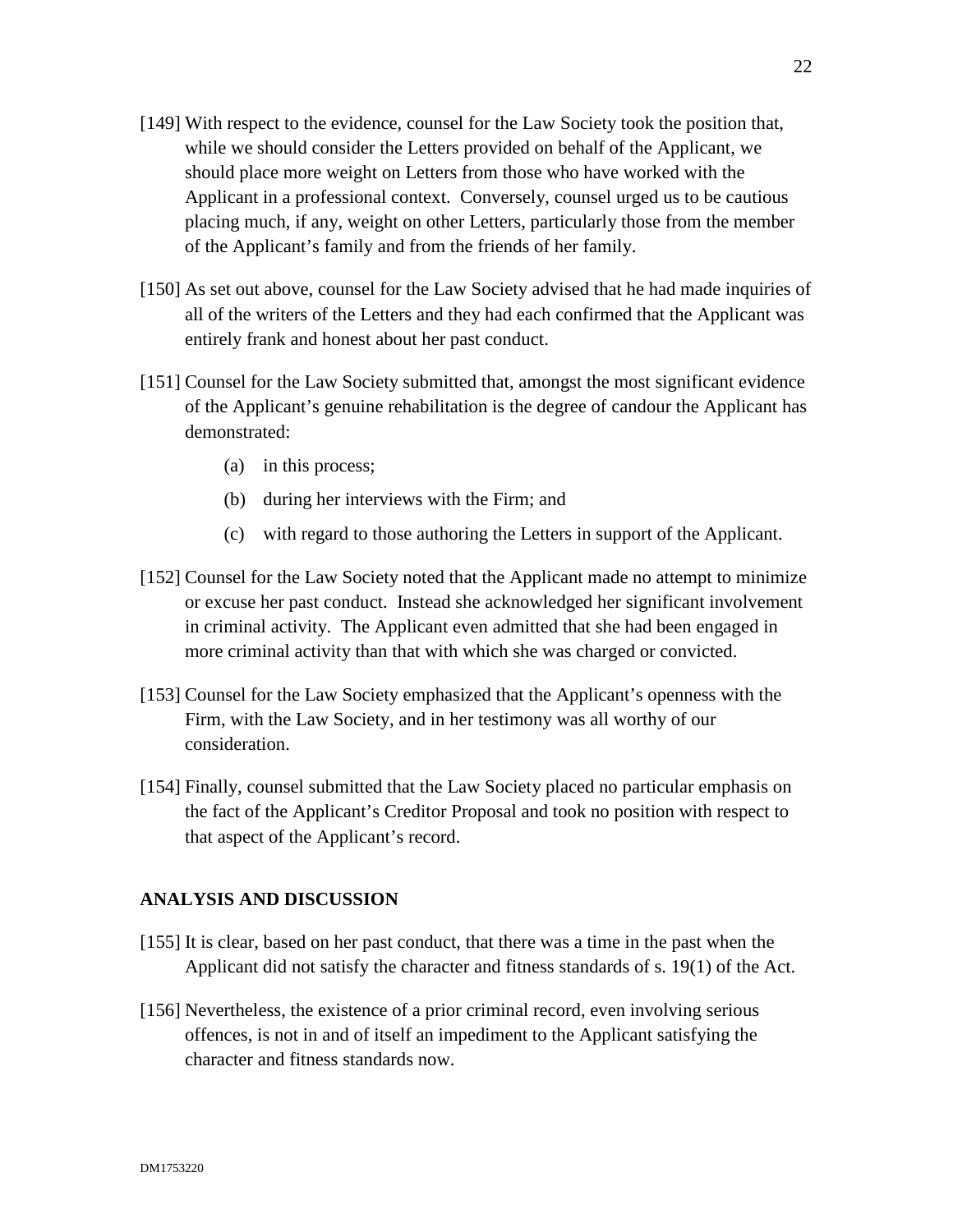[149] With respect to the evidence, counsel for the Law Society took the position that, while we should consider the Letters provided on behalf of the Applicant, we should place more weight on Letters from those who have worked with the Applicant in a professional context. Conversely, counsel urged us to be cautious placing much, if any, weight on other Letters, particularly those from the member of the Applicant's family and from the friends of her family.

[150] As set out above, counsel for the Law Society advised that he had made inquiries of all of the writers of the Letters and they had each confirmed that the Applicant was entirely frank and honest about her past conduct.

[151] Counsel for the Law Society submitted that, amongst the most significant evidence of the Applicant's genuine rehabilitation is the degree of candour the Applicant has demonstrated:

(a) in this process;

(b) during her interviews with the Firm; and

(c) with regard to those authoring the Letters in support of the Applicant.

[152] Counsel for the Law Society noted that the Applicant made no attempt to minimize or excuse her past conduct. Instead she acknowledged her significant involvement in criminal activity. The Applicant even admitted that she had been engaged in more criminal activity than that with which she was charged or convicted.

[153] Counsel for the Law Society emphasized that the Applicant's openness with the Firm, with the Law Society, and in her testimony was all worthy of our consideration.

[154] Finally, counsel submitted that the Law Society placed no particular emphasis on the fact of the Applicant's Creditor Proposal and took no position with respect to that aspect of the Applicant's record.

## ANALYSIS AND DISCUSSION

[155] It is clear, based on her past conduct, that there was a time in the past when the Applicant did not satisfy the character and fitness standards of s. 19(1) of the Act.

[156] Nevertheless, the existence of a prior criminal record, even involving serious offences, is not in and of itself an impediment to the Applicant satisfying the character and fitness standards now.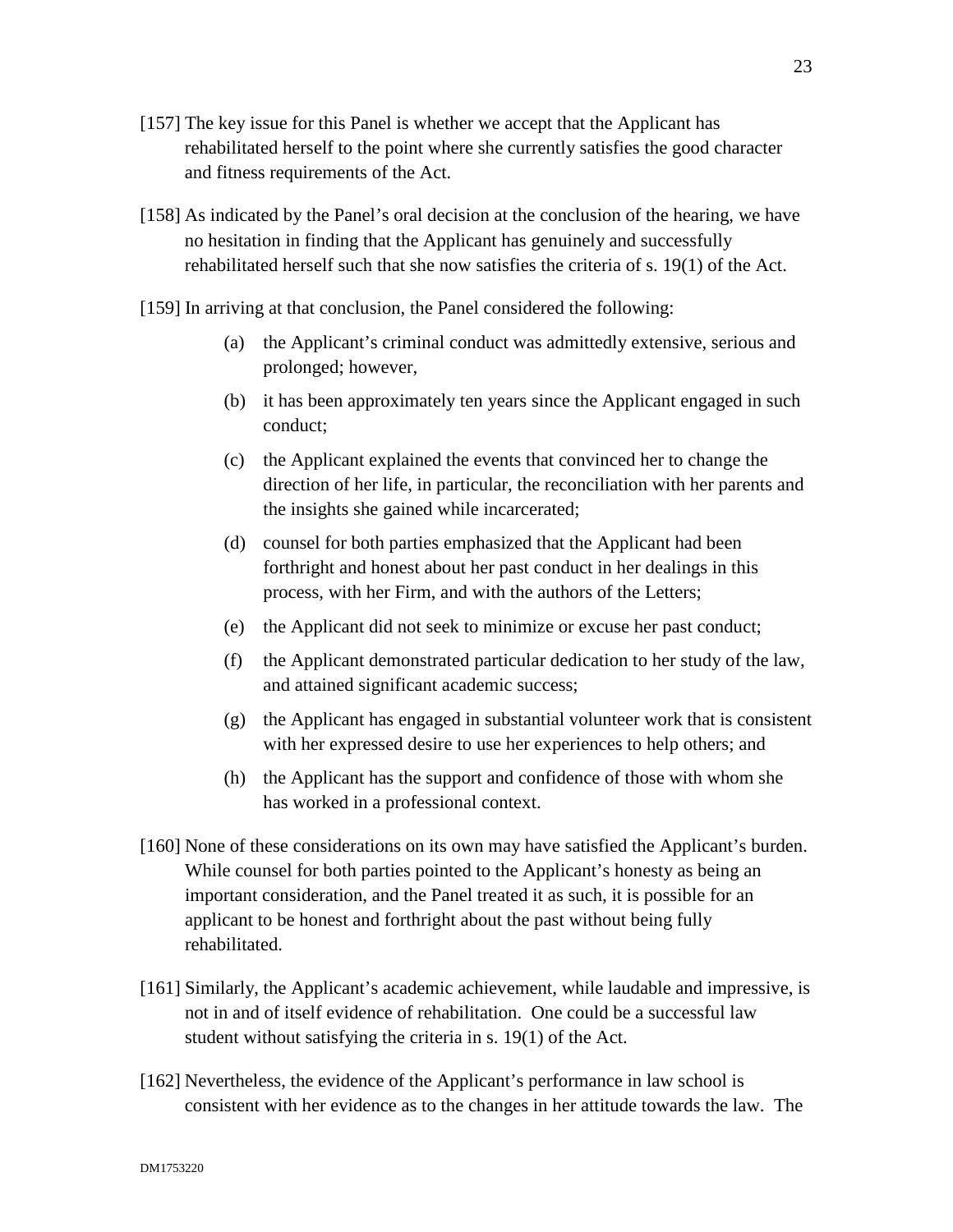[157] The key issue for this Panel is whether we accept that the Applicant has rehabilitated herself to the point where she currently satisfies the good character and fitness requirements of the Act.

[158] As indicated by the Panel's oral decision at the conclusion of the hearing, we have no hesitation in finding that the Applicant has genuinely and successfully rehabilitated herself such that she now satisfies the criteria of s. 19(1) of the Act.

[159] In arriving at that conclusion, the Panel considered the following:

(a) the Applicant's criminal conduct was admittedly extensive, serious and prolonged; however,

(b) it has been approximately ten years since the Applicant engaged in such conduct;

(c) the Applicant explained the events that convinced her to change the direction of her life, in particular, the reconciliation with her parents and the insights she gained while incarcerated;

(d) counsel for both parties emphasized that the Applicant had been forthright and honest about her past conduct in her dealings in this process, with her Firm, and with the authors of the Letters;

(e) the Applicant did not seek to minimize or excuse her past conduct;

(f) the Applicant demonstrated particular dedication to her study of the law, and attained significant academic success;

(g) the Applicant has engaged in substantial volunteer work that is consistent with her expressed desire to use her experiences to help others; and

(h) the Applicant has the support and confidence of those with whom she has worked in a professional context.

[160] None of these considerations on its own may have satisfied the Applicant's burden. While counsel for both parties pointed to the Applicant's honesty as being an important consideration, and the Panel treated it as such, it is possible for an applicant to be honest and forthright about the past without being fully rehabilitated.

[161] Similarly, the Applicant's academic achievement, while laudable and impressive, is not in and of itself evidence of rehabilitation. One could be a successful law student without satisfying the criteria in s. 19(1) of the Act.

[162] Nevertheless, the evidence of the Applicant's performance in law school is consistent with her evidence as to the changes in her attitude towards the law. The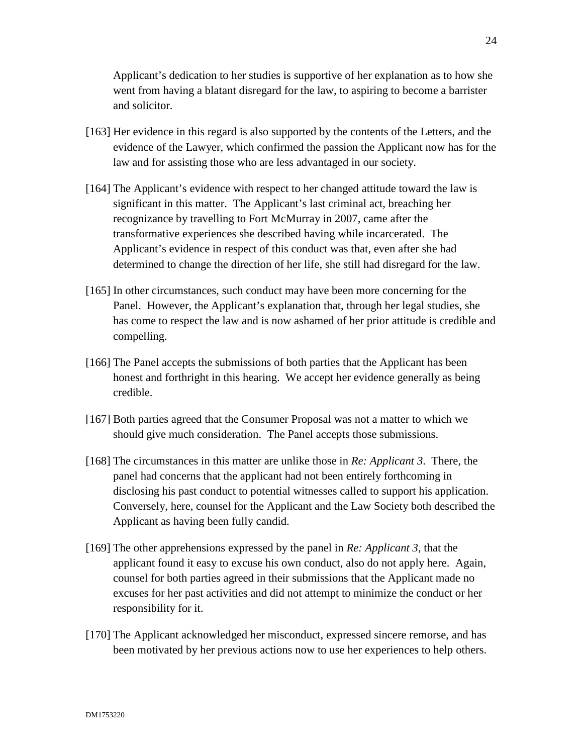Applicant's dedication to her studies is supportive of her explanation as to how she went from having a blatant disregard for the law, to aspiring to become a barrister and solicitor.

[163] Her evidence in this regard is also supported by the contents of the Letters, and the evidence of the Lawyer, which confirmed the passion the Applicant now has for the law and for assisting those who are less advantaged in our society.

[164] The Applicant's evidence with respect to her changed attitude toward the law is significant in this matter. The Applicant's last criminal act, breaching her recognizance by travelling to Fort McMurray in 2007, came after the transformative experiences she described having while incarcerated. The Applicant's evidence in respect of this conduct was that, even after she had determined to change the direction of her life, she still had disregard for the law.

[165] In other circumstances, such conduct may have been more concerning for the Panel. However, the Applicant's explanation that, through her legal studies, she has come to respect the law and is now ashamed of her prior attitude is credible and compelling.

[166] The Panel accepts the submissions of both parties that the Applicant has been honest and forthright in this hearing. We accept her evidence generally as being credible.

[167] Both parties agreed that the Consumer Proposal was not a matter to which we should give much consideration. The Panel accepts those submissions.

[168] The circumstances in this matter are unlike those in *Re: Applicant 3*. There, the panel had concerns that the applicant had not been entirely forthcoming in disclosing his past conduct to potential witnesses called to support his application. Conversely, here, counsel for the Applicant and the Law Society both described the Applicant as having been fully candid.

[169] The other apprehensions expressed by the panel in *Re: Applicant 3*, that the applicant found it easy to excuse his own conduct, also do not apply here. Again, counsel for both parties agreed in their submissions that the Applicant made no excuses for her past activities and did not attempt to minimize the conduct or her responsibility for it.

[170] The Applicant acknowledged her misconduct, expressed sincere remorse, and has been motivated by her previous actions now to use her experiences to help others.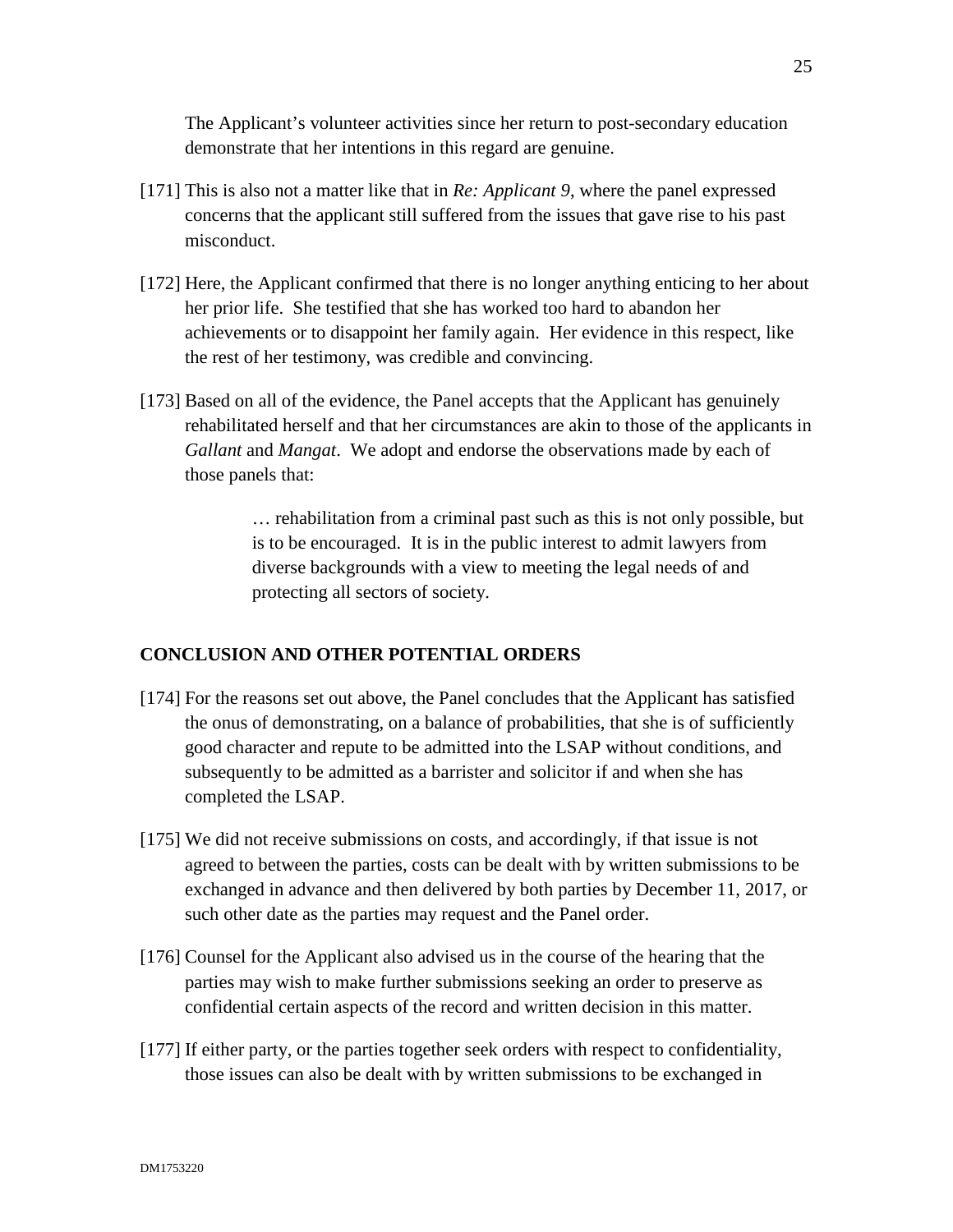The Applicant's volunteer activities since her return to post-secondary education demonstrate that her intentions in this regard are genuine.

[171] This is also not a matter like that in *Re: Applicant 9*, where the panel expressed concerns that the applicant still suffered from the issues that gave rise to his past misconduct.

[172] Here, the Applicant confirmed that there is no longer anything enticing to her about her prior life. She testified that she has worked too hard to abandon her achievements or to disappoint her family again. Her evidence in this respect, like the rest of her testimony, was credible and convincing.

[173] Based on all of the evidence, the Panel accepts that the Applicant has genuinely rehabilitated herself and that her circumstances are akin to those of the applicants in *Gallant* and *Mangat*. We adopt and endorse the observations made by each of those panels that:

> … rehabilitation from a criminal past such as this is not only possible, but is to be encouraged. It is in the public interest to admit lawyers from diverse backgrounds with a view to meeting the legal needs of and protecting all sectors of society.

## CONCLUSION AND OTHER POTENTIAL ORDERS

[174] For the reasons set out above, the Panel concludes that the Applicant has satisfied the onus of demonstrating, on a balance of probabilities, that she is of sufficiently good character and repute to be admitted into the LSAP without conditions, and subsequently to be admitted as a barrister and solicitor if and when she has completed the LSAP.

[175] We did not receive submissions on costs, and accordingly, if that issue is not agreed to between the parties, costs can be dealt with by written submissions to be exchanged in advance and then delivered by both parties by December 11, 2017, or such other date as the parties may request and the Panel order.

[176] Counsel for the Applicant also advised us in the course of the hearing that the parties may wish to make further submissions seeking an order to preserve as confidential certain aspects of the record and written decision in this matter.

[177] If either party, or the parties together seek orders with respect to confidentiality, those issues can also be dealt with by written submissions to be exchanged in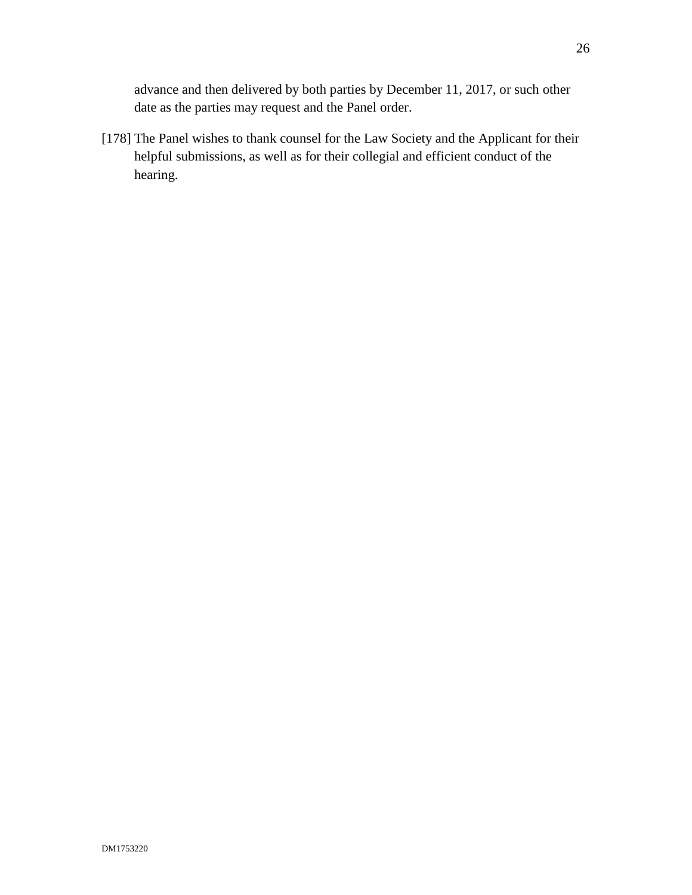advance and then delivered by both parties by December 11, 2017, or such other date as the parties may request and the Panel order.

[178] The Panel wishes to thank counsel for the Law Society and the Applicant for their helpful submissions, as well as for their collegial and efficient conduct of the hearing.

DM1753220